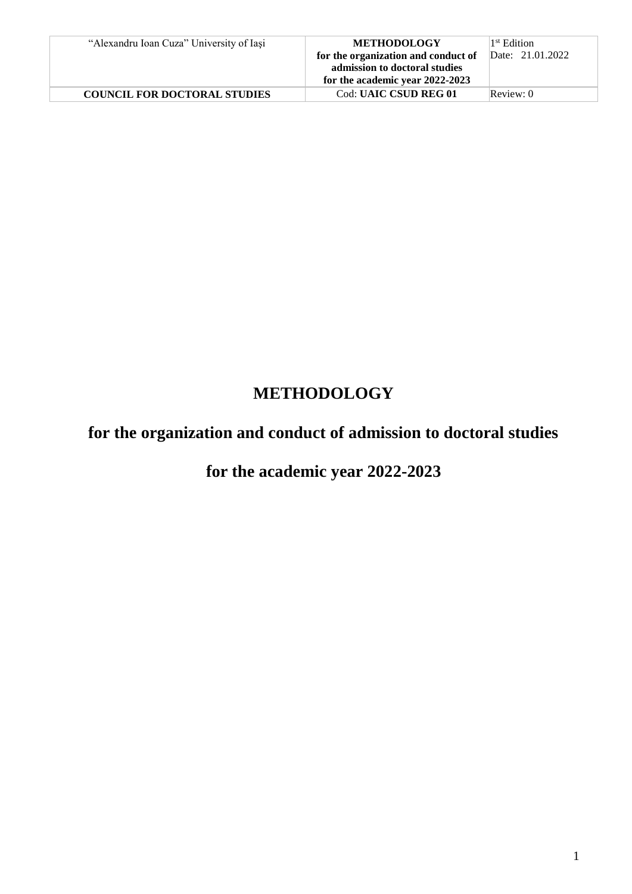# METHODOLOGY

## for the organization and conduct of admission to doctoral studies

## for the academic year 2022-2023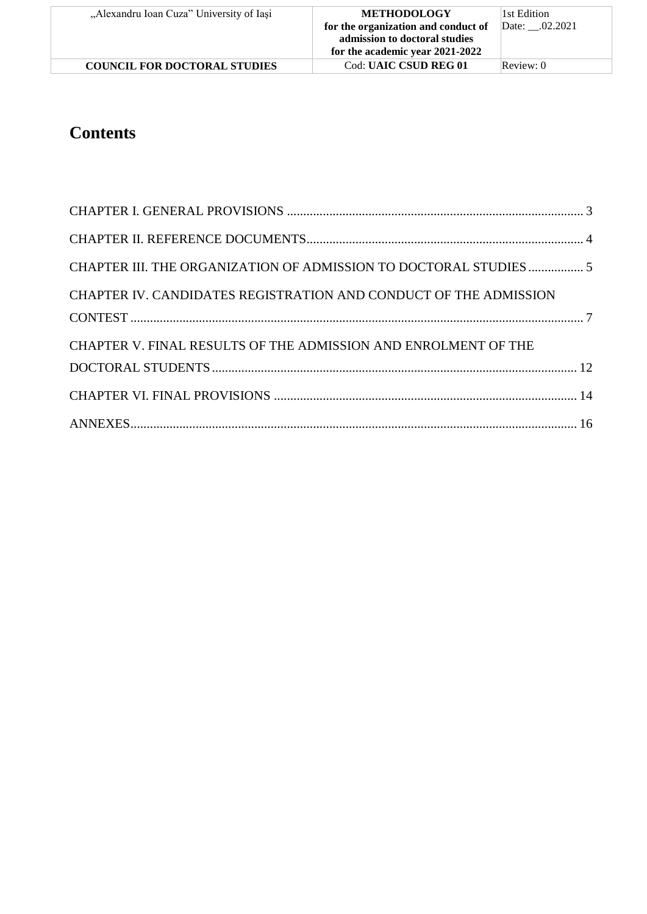# Contents

CHAPTER I. GENERAL PROVISIONS .......... 3

CHAPTER II. REFERENCE DOCUMENTS .......... 4

CHAPTER III. THE ORGANIZATION OF ADMISSION TO DOCTORAL STUDIES .......... 5

CHAPTER IV. CANDIDATES REGISTRATION AND CONDUCT OF THE ADMISSION CONTEST .......... 7

CHAPTER V. FINAL RESULTS OF THE ADMISSION AND ENROLMENT OF THE DOCTORAL STUDENTS .......... 12

CHAPTER VI. FINAL PROVISIONS .......... 14

ANNEXES .......... 16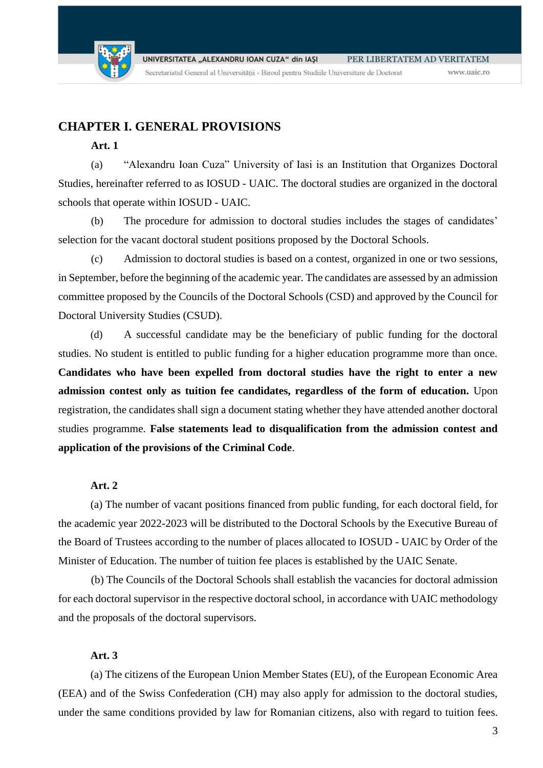## CHAPTER I. GENERAL PROVISIONS

**Art. 1**

(a) "Alexandru Ioan Cuza" University of Iasi is an Institution that Organizes Doctoral Studies, hereinafter referred to as IOSUD - UAIC. The doctoral studies are organized in the doctoral schools that operate within IOSUD - UAIC.

(b) The procedure for admission to doctoral studies includes the stages of candidates' selection for the vacant doctoral student positions proposed by the Doctoral Schools.

(c) Admission to doctoral studies is based on a contest, organized in one or two sessions, in September, before the beginning of the academic year. The candidates are assessed by an admission committee proposed by the Councils of the Doctoral Schools (CSD) and approved by the Council for Doctoral University Studies (CSUD).

(d) A successful candidate may be the beneficiary of public funding for the doctoral studies. No student is entitled to public funding for a higher education programme more than once. **Candidates who have been expelled from doctoral studies have the right to enter a new admission contest only as tuition fee candidates, regardless of the form of education.** Upon registration, the candidates shall sign a document stating whether they have attended another doctoral studies programme. **False statements lead to disqualification from the admission contest and application of the provisions of the Criminal Code**.

**Art. 2**

(a) The number of vacant positions financed from public funding, for each doctoral field, for the academic year 2022-2023 will be distributed to the Doctoral Schools by the Executive Bureau of the Board of Trustees according to the number of places allocated to IOSUD - UAIC by Order of the Minister of Education. The number of tuition fee places is established by the UAIC Senate.

(b) The Councils of the Doctoral Schools shall establish the vacancies for doctoral admission for each doctoral supervisor in the respective doctoral school, in accordance with UAIC methodology and the proposals of the doctoral supervisors.

**Art. 3**

(a) The citizens of the European Union Member States (EU), of the European Economic Area (EEA) and of the Swiss Confederation (CH) may also apply for admission to the doctoral studies, under the same conditions provided by law for Romanian citizens, also with regard to tuition fees.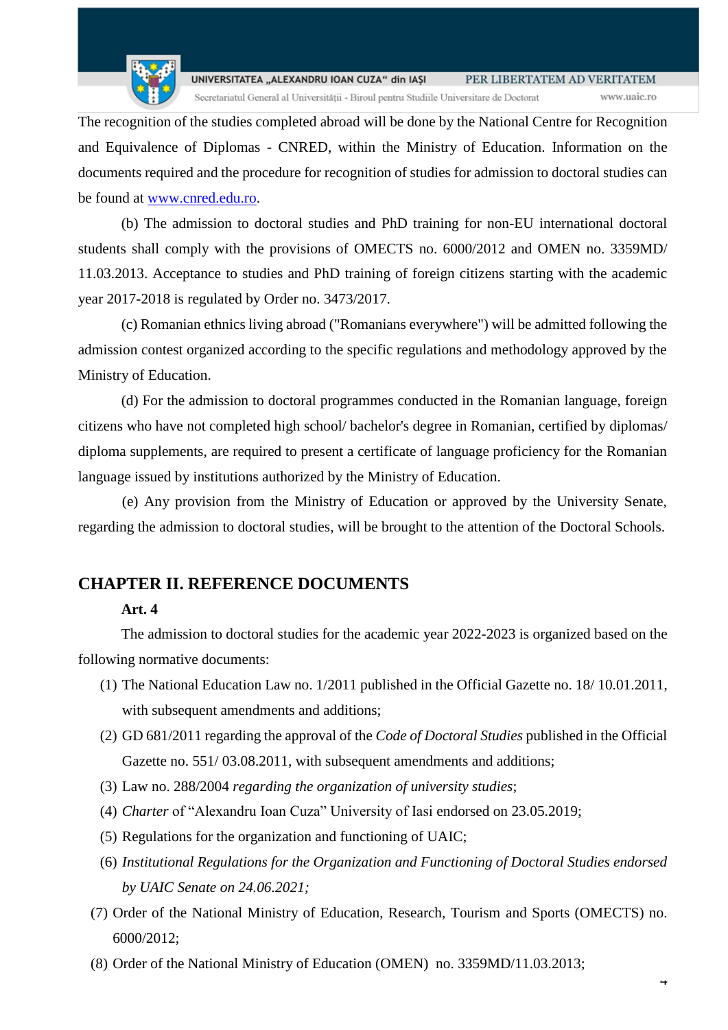The recognition of the studies completed abroad will be done by the National Centre for Recognition and Equivalence of Diplomas - CNRED, within the Ministry of Education. Information on the documents required and the procedure for recognition of studies for admission to doctoral studies can be found at [www.cnred.edu.ro](http://www.cnred.edu.ro).

(b) The admission to doctoral studies and PhD training for non-EU international doctoral students shall comply with the provisions of OMECTS no. 6000/2012 and OMEN no. 3359MD/ 11.03.2013. Acceptance to studies and PhD training of foreign citizens starting with the academic year 2017-2018 is regulated by Order no. 3473/2017.

(c) Romanian ethnics living abroad ("Romanians everywhere") will be admitted following the admission contest organized according to the specific regulations and methodology approved by the Ministry of Education.

(d) For the admission to doctoral programmes conducted in the Romanian language, foreign citizens who have not completed high school/ bachelor's degree in Romanian, certified by diplomas/ diploma supplements, are required to present a certificate of language proficiency for the Romanian language issued by institutions authorized by the Ministry of Education.

(e) Any provision from the Ministry of Education or approved by the University Senate, regarding the admission to doctoral studies, will be brought to the attention of the Doctoral Schools.

## CHAPTER II. REFERENCE DOCUMENTS

**Art. 4**

The admission to doctoral studies for the academic year 2022-2023 is organized based on the following normative documents:

(1) The National Education Law no. 1/2011 published in the Official Gazette no. 18/ 10.01.2011, with subsequent amendments and additions;

(2) GD 681/2011 regarding the approval of the *Code of Doctoral Studies* published in the Official Gazette no. 551/ 03.08.2011, with subsequent amendments and additions;

(3) Law no. 288/2004 *regarding the organization of university studies*;

(4) *Charter* of "Alexandru Ioan Cuza" University of Iasi endorsed on 23.05.2019;

(5) Regulations for the organization and functioning of UAIC;

(6) *Institutional Regulations for the Organization and Functioning of Doctoral Studies endorsed by UAIC Senate on 24.06.2021;*

(7) Order of the National Ministry of Education, Research, Tourism and Sports (OMECTS) no. 6000/2012;

(8) Order of the National Ministry of Education (OMEN) no. 3359MD/11.03.2013;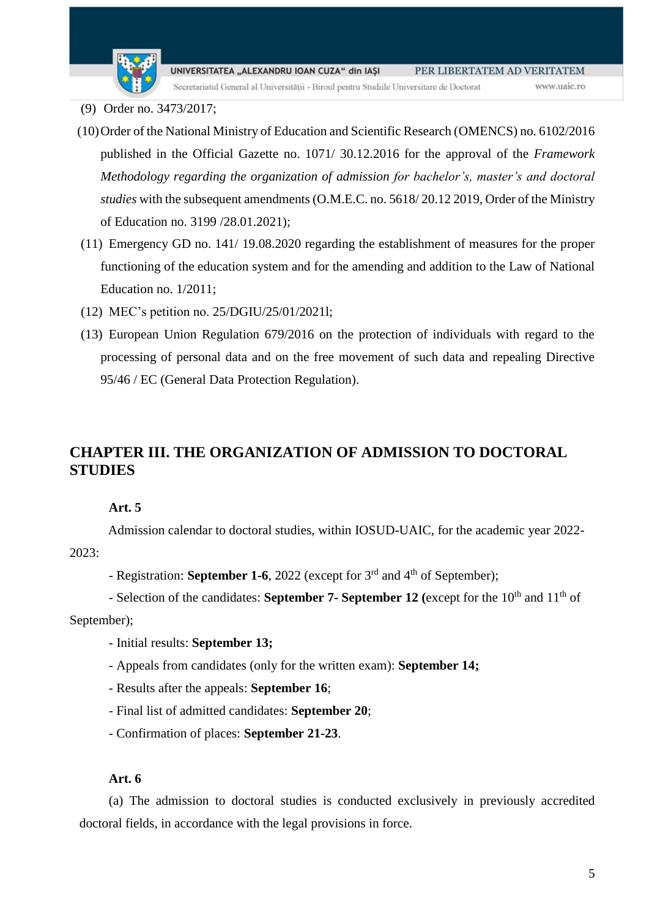(9) Order no. 3473/2017;

(10) Order of the National Ministry of Education and Scientific Research (OMENCS) no. 6102/2016 published in the Official Gazette no. 1071/ 30.12.2016 for the approval of the *Framework Methodology regarding the organization of admission for bachelor's, master's and doctoral studies* with the subsequent amendments (O.M.E.C. no. 5618/ 20.12 2019, Order of the Ministry of Education no. 3199 /28.01.2021);

(11) Emergency GD no. 141/ 19.08.2020 regarding the establishment of measures for the proper functioning of the education system and for the amending and addition to the Law of National Education no. 1/2011;

(12) MEC's petition no. 25/DGIU/25/01/2021l;

(13) European Union Regulation 679/2016 on the protection of individuals with regard to the processing of personal data and on the free movement of such data and repealing Directive 95/46 / EC (General Data Protection Regulation).

## CHAPTER III. THE ORGANIZATION OF ADMISSION TO DOCTORAL STUDIES

**Art. 5**

Admission calendar to doctoral studies, within IOSUD-UAIC, for the academic year 2022-2023:

- Registration: **September 1-6**, 2022 (except for 3rd and 4th of September);
- Selection of the candidates: **September 7- September 12 (**except for the 10th and 11th of September);
- Initial results: **September 13;**
- Appeals from candidates (only for the written exam): **September 14;**
- Results after the appeals: **September 16**;
- Final list of admitted candidates: **September 20**;
- Confirmation of places: **September 21-23**.

**Art. 6**

(a) The admission to doctoral studies is conducted exclusively in previously accredited doctoral fields, in accordance with the legal provisions in force.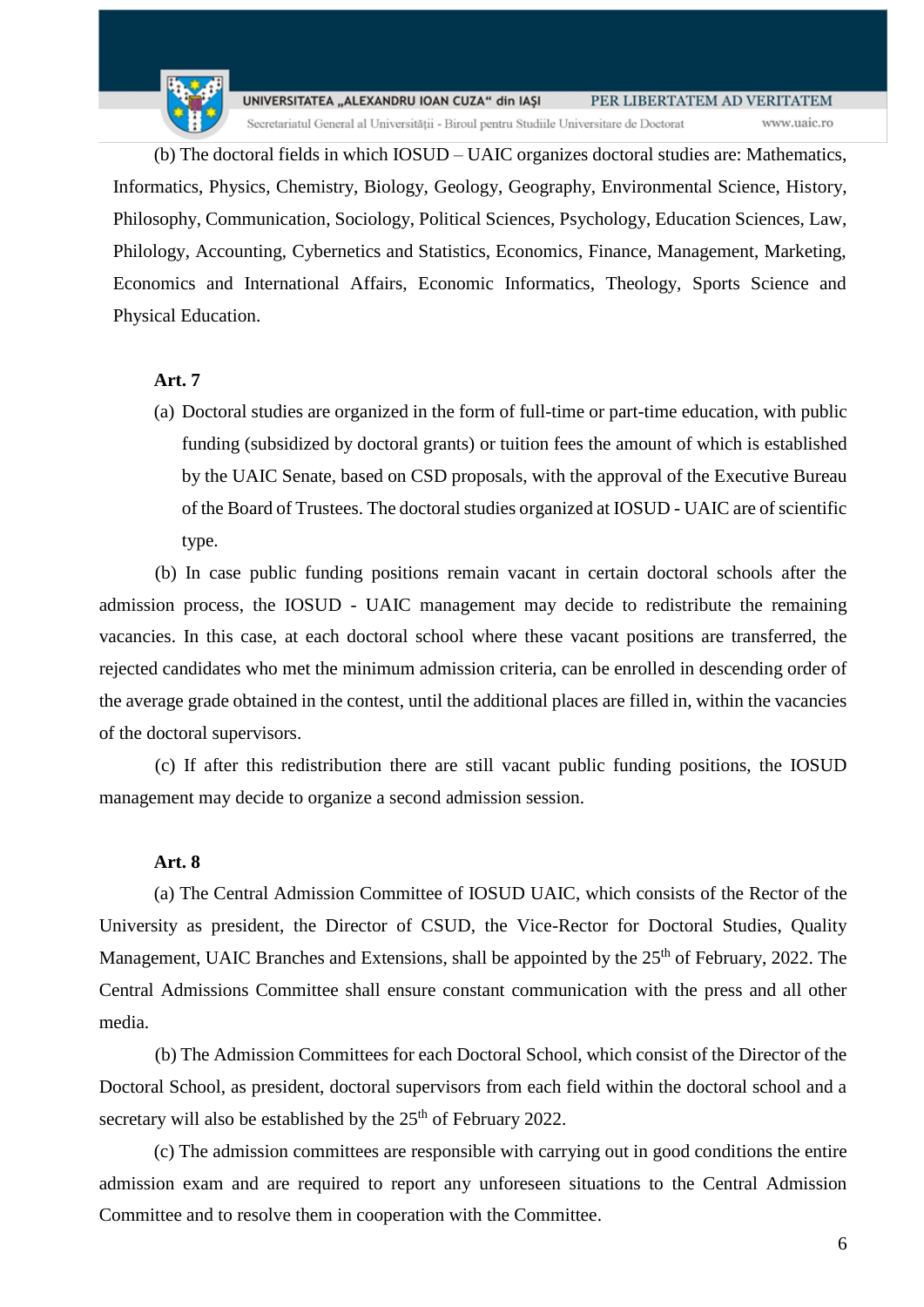(b) The doctoral fields in which IOSUD – UAIC organizes doctoral studies are: Mathematics, Informatics, Physics, Chemistry, Biology, Geology, Geography, Environmental Science, History, Philosophy, Communication, Sociology, Political Sciences, Psychology, Education Sciences, Law, Philology, Accounting, Cybernetics and Statistics, Economics, Finance, Management, Marketing, Economics and International Affairs, Economic Informatics, Theology, Sports Science and Physical Education.

**Art. 7**

(a) Doctoral studies are organized in the form of full-time or part-time education, with public funding (subsidized by doctoral grants) or tuition fees the amount of which is established by the UAIC Senate, based on CSD proposals, with the approval of the Executive Bureau of the Board of Trustees. The doctoral studies organized at IOSUD - UAIC are of scientific type.

(b) In case public funding positions remain vacant in certain doctoral schools after the admission process, the IOSUD - UAIC management may decide to redistribute the remaining vacancies. In this case, at each doctoral school where these vacant positions are transferred, the rejected candidates who met the minimum admission criteria, can be enrolled in descending order of the average grade obtained in the contest, until the additional places are filled in, within the vacancies of the doctoral supervisors.

(c) If after this redistribution there are still vacant public funding positions, the IOSUD management may decide to organize a second admission session.

**Art. 8**

(a) The Central Admission Committee of IOSUD UAIC, which consists of the Rector of the University as president, the Director of CSUD, the Vice-Rector for Doctoral Studies, Quality Management, UAIC Branches and Extensions, shall be appointed by the 25th of February, 2022. The Central Admissions Committee shall ensure constant communication with the press and all other media.

(b) The Admission Committees for each Doctoral School, which consist of the Director of the Doctoral School, as president, doctoral supervisors from each field within the doctoral school and a secretary will also be established by the 25th of February 2022.

(c) The admission committees are responsible with carrying out in good conditions the entire admission exam and are required to report any unforeseen situations to the Central Admission Committee and to resolve them in cooperation with the Committee.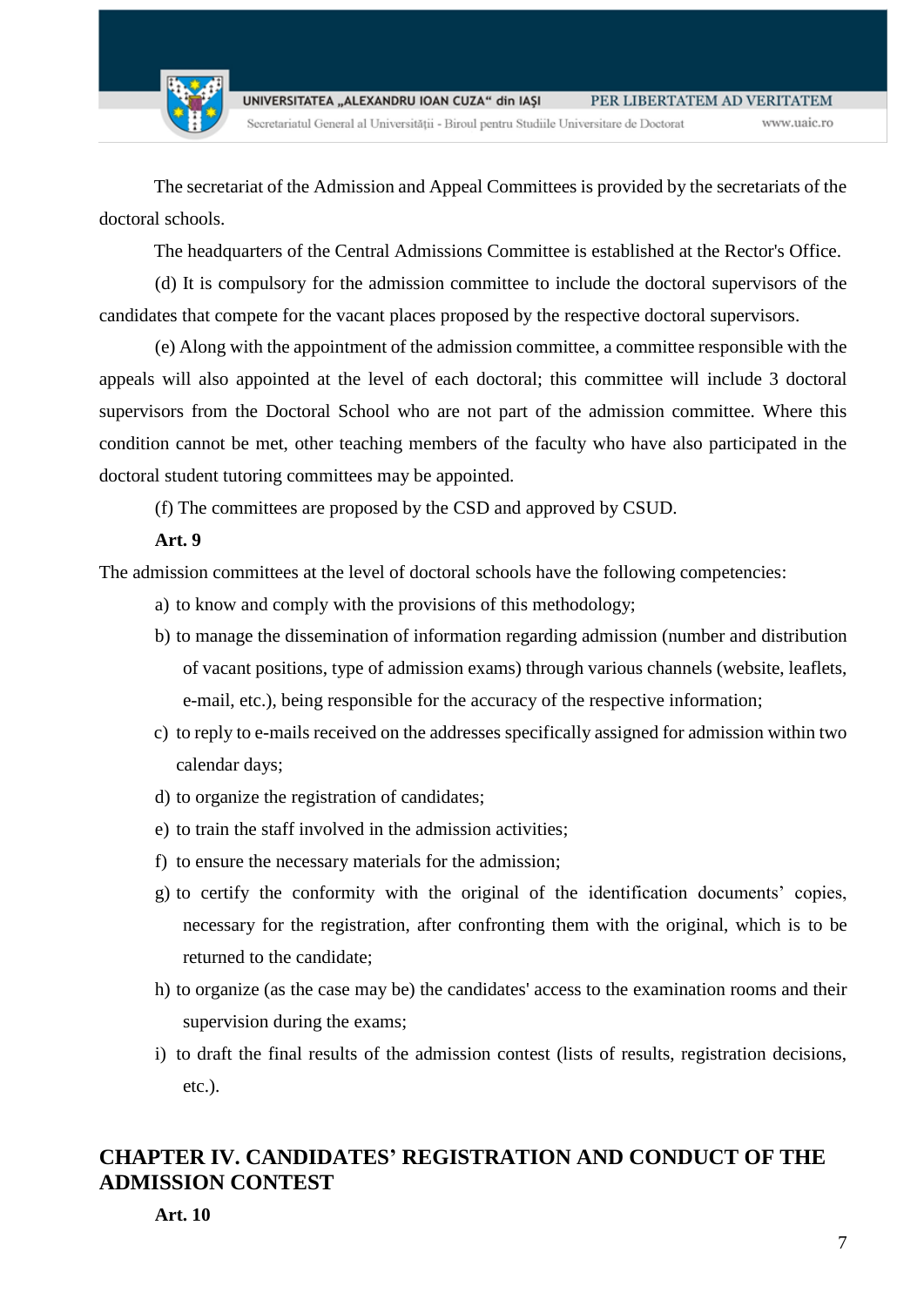The secretariat of the Admission and Appeal Committees is provided by the secretariats of the doctoral schools.

The headquarters of the Central Admissions Committee is established at the Rector's Office.

(d) It is compulsory for the admission committee to include the doctoral supervisors of the candidates that compete for the vacant places proposed by the respective doctoral supervisors.

(e) Along with the appointment of the admission committee, a committee responsible with the appeals will also appointed at the level of each doctoral; this committee will include 3 doctoral supervisors from the Doctoral School who are not part of the admission committee. Where this condition cannot be met, other teaching members of the faculty who have also participated in the doctoral student tutoring committees may be appointed.

(f) The committees are proposed by the CSD and approved by CSUD.

**Art. 9**

The admission committees at the level of doctoral schools have the following competencies:

a) to know and comply with the provisions of this methodology;
b) to manage the dissemination of information regarding admission (number and distribution of vacant positions, type of admission exams) through various channels (website, leaflets, e-mail, etc.), being responsible for the accuracy of the respective information;
c) to reply to e-mails received on the addresses specifically assigned for admission within two calendar days;
d) to organize the registration of candidates;
e) to train the staff involved in the admission activities;
f) to ensure the necessary materials for the admission;
g) to certify the conformity with the original of the identification documents' copies, necessary for the registration, after confronting them with the original, which is to be returned to the candidate;
h) to organize (as the case may be) the candidates' access to the examination rooms and their supervision during the exams;
i) to draft the final results of the admission contest (lists of results, registration decisions, etc.).

## CHAPTER IV. CANDIDATES' REGISTRATION AND CONDUCT OF THE ADMISSION CONTEST

**Art. 10**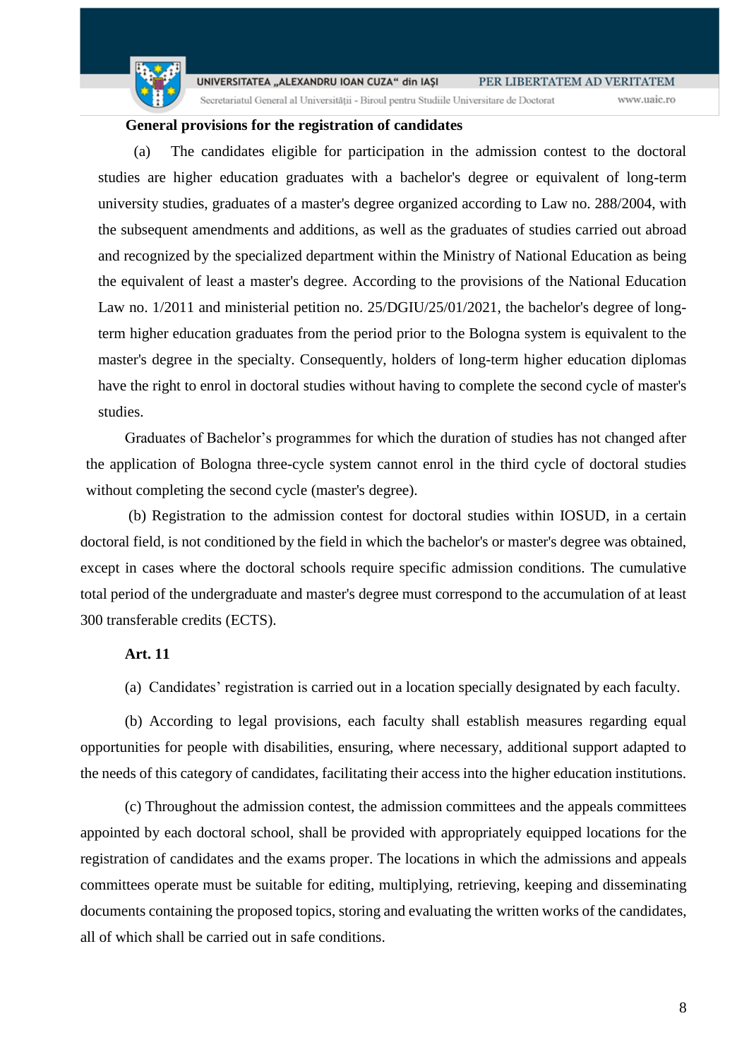**General provisions for the registration of candidates**

(a) The candidates eligible for participation in the admission contest to the doctoral studies are higher education graduates with a bachelor's degree or equivalent of long-term university studies, graduates of a master's degree organized according to Law no. 288/2004, with the subsequent amendments and additions, as well as the graduates of studies carried out abroad and recognized by the specialized department within the Ministry of National Education as being the equivalent of least a master's degree. According to the provisions of the National Education Law no. 1/2011 and ministerial petition no. 25/DGIU/25/01/2021, the bachelor's degree of long-term higher education graduates from the period prior to the Bologna system is equivalent to the master's degree in the specialty. Consequently, holders of long-term higher education diplomas have the right to enrol in doctoral studies without having to complete the second cycle of master's studies.

Graduates of Bachelor's programmes for which the duration of studies has not changed after the application of Bologna three-cycle system cannot enrol in the third cycle of doctoral studies without completing the second cycle (master's degree).

(b) Registration to the admission contest for doctoral studies within IOSUD, in a certain doctoral field, is not conditioned by the field in which the bachelor's or master's degree was obtained, except in cases where the doctoral schools require specific admission conditions. The cumulative total period of the undergraduate and master's degree must correspond to the accumulation of at least 300 transferable credits (ECTS).

**Art. 11**

(a) Candidates' registration is carried out in a location specially designated by each faculty.

(b) According to legal provisions, each faculty shall establish measures regarding equal opportunities for people with disabilities, ensuring, where necessary, additional support adapted to the needs of this category of candidates, facilitating their access into the higher education institutions.

(c) Throughout the admission contest, the admission committees and the appeals committees appointed by each doctoral school, shall be provided with appropriately equipped locations for the registration of candidates and the exams proper. The locations in which the admissions and appeals committees operate must be suitable for editing, multiplying, retrieving, keeping and disseminating documents containing the proposed topics, storing and evaluating the written works of the candidates, all of which shall be carried out in safe conditions.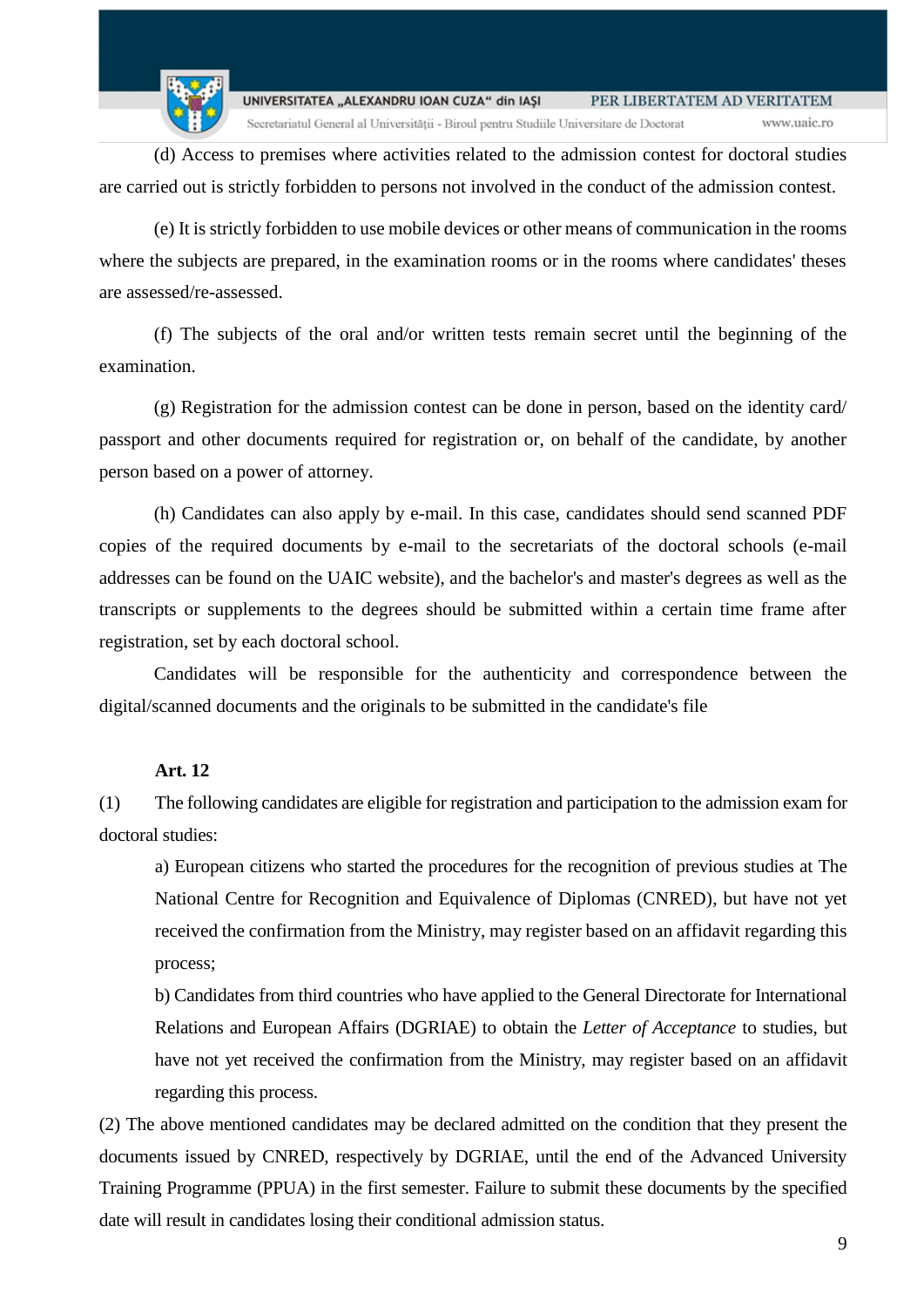(d) Access to premises where activities related to the admission contest for doctoral studies are carried out is strictly forbidden to persons not involved in the conduct of the admission contest.

(e) It is strictly forbidden to use mobile devices or other means of communication in the rooms where the subjects are prepared, in the examination rooms or in the rooms where candidates' theses are assessed/re-assessed.

(f) The subjects of the oral and/or written tests remain secret until the beginning of the examination.

(g) Registration for the admission contest can be done in person, based on the identity card/ passport and other documents required for registration or, on behalf of the candidate, by another person based on a power of attorney.

(h) Candidates can also apply by e-mail. In this case, candidates should send scanned PDF copies of the required documents by e-mail to the secretariats of the doctoral schools (e-mail addresses can be found on the UAIC website), and the bachelor's and master's degrees as well as the transcripts or supplements to the degrees should be submitted within a certain time frame after registration, set by each doctoral school.

Candidates will be responsible for the authenticity and correspondence between the digital/scanned documents and the originals to be submitted in the candidate's file

**Art. 12**

(1) The following candidates are eligible for registration and participation to the admission exam for doctoral studies:

a) European citizens who started the procedures for the recognition of previous studies at The National Centre for Recognition and Equivalence of Diplomas (CNRED), but have not yet received the confirmation from the Ministry, may register based on an affidavit regarding this process;

b) Candidates from third countries who have applied to the General Directorate for International Relations and European Affairs (DGRIAE) to obtain the *Letter of Acceptance* to studies, but have not yet received the confirmation from the Ministry, may register based on an affidavit regarding this process.

(2) The above mentioned candidates may be declared admitted on the condition that they present the documents issued by CNRED, respectively by DGRIAE, until the end of the Advanced University Training Programme (PPUA) in the first semester. Failure to submit these documents by the specified date will result in candidates losing their conditional admission status.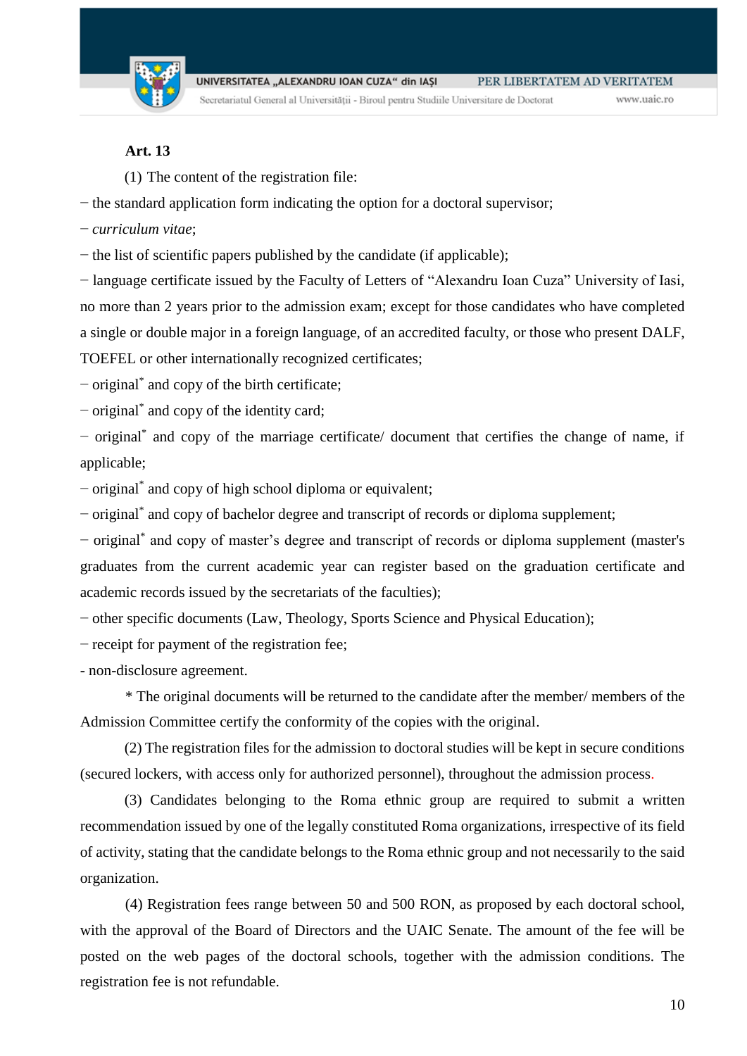**Art. 13**

(1) The content of the registration file:

− the standard application form indicating the option for a doctoral supervisor;

− *curriculum vitae*;

− the list of scientific papers published by the candidate (if applicable);

− language certificate issued by the Faculty of Letters of "Alexandru Ioan Cuza" University of Iasi, no more than 2 years prior to the admission exam; except for those candidates who have completed a single or double major in a foreign language, of an accredited faculty, or those who present DALF, TOEFEL or other internationally recognized certificates;

− original* and copy of the birth certificate;

− original* and copy of the identity card;

− original* and copy of the marriage certificate/ document that certifies the change of name, if applicable;

− original* and copy of high school diploma or equivalent;

− original* and copy of bachelor degree and transcript of records or diploma supplement;

− original* and copy of master's degree and transcript of records or diploma supplement (master's graduates from the current academic year can register based on the graduation certificate and academic records issued by the secretariats of the faculties);

− other specific documents (Law, Theology, Sports Science and Physical Education);

− receipt for payment of the registration fee;

- non-disclosure agreement.

\* The original documents will be returned to the candidate after the member/ members of the Admission Committee certify the conformity of the copies with the original.

(2) The registration files for the admission to doctoral studies will be kept in secure conditions (secured lockers, with access only for authorized personnel), throughout the admission process.

(3) Candidates belonging to the Roma ethnic group are required to submit a written recommendation issued by one of the legally constituted Roma organizations, irrespective of its field of activity, stating that the candidate belongs to the Roma ethnic group and not necessarily to the said organization.

(4) Registration fees range between 50 and 500 RON, as proposed by each doctoral school, with the approval of the Board of Directors and the UAIC Senate. The amount of the fee will be posted on the web pages of the doctoral schools, together with the admission conditions. The registration fee is not refundable.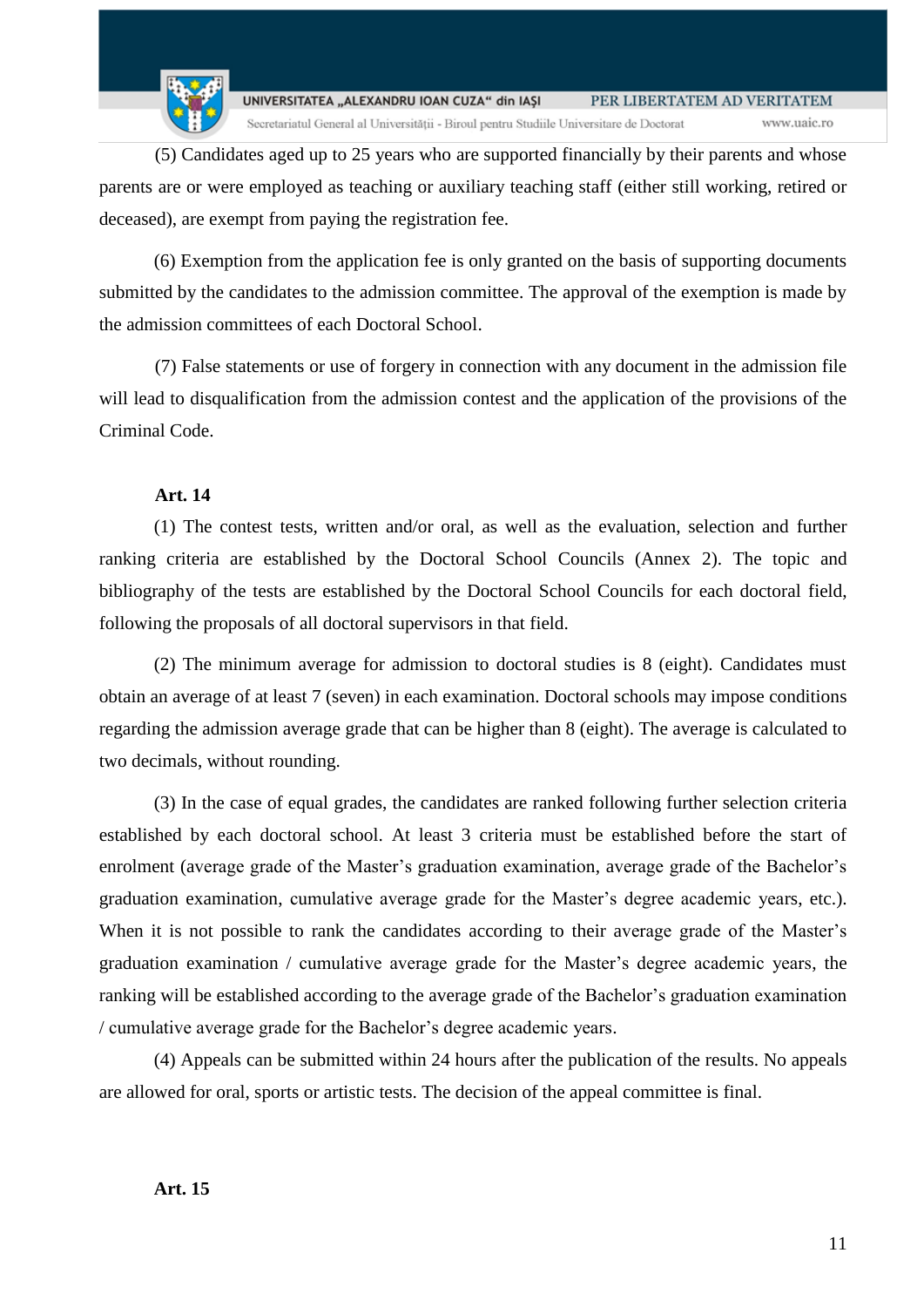(5) Candidates aged up to 25 years who are supported financially by their parents and whose parents are or were employed as teaching or auxiliary teaching staff (either still working, retired or deceased), are exempt from paying the registration fee.

(6) Exemption from the application fee is only granted on the basis of supporting documents submitted by the candidates to the admission committee. The approval of the exemption is made by the admission committees of each Doctoral School.

(7) False statements or use of forgery in connection with any document in the admission file will lead to disqualification from the admission contest and the application of the provisions of the Criminal Code.

**Art. 14**

(1) The contest tests, written and/or oral, as well as the evaluation, selection and further ranking criteria are established by the Doctoral School Councils (Annex 2). The topic and bibliography of the tests are established by the Doctoral School Councils for each doctoral field, following the proposals of all doctoral supervisors in that field.

(2) The minimum average for admission to doctoral studies is 8 (eight). Candidates must obtain an average of at least 7 (seven) in each examination. Doctoral schools may impose conditions regarding the admission average grade that can be higher than 8 (eight). The average is calculated to two decimals, without rounding.

(3) In the case of equal grades, the candidates are ranked following further selection criteria established by each doctoral school. At least 3 criteria must be established before the start of enrolment (average grade of the Master's graduation examination, average grade of the Bachelor's graduation examination, cumulative average grade for the Master's degree academic years, etc.). When it is not possible to rank the candidates according to their average grade of the Master's graduation examination / cumulative average grade for the Master's degree academic years, the ranking will be established according to the average grade of the Bachelor's graduation examination / cumulative average grade for the Bachelor's degree academic years.

(4) Appeals can be submitted within 24 hours after the publication of the results. No appeals are allowed for oral, sports or artistic tests. The decision of the appeal committee is final.

**Art. 15**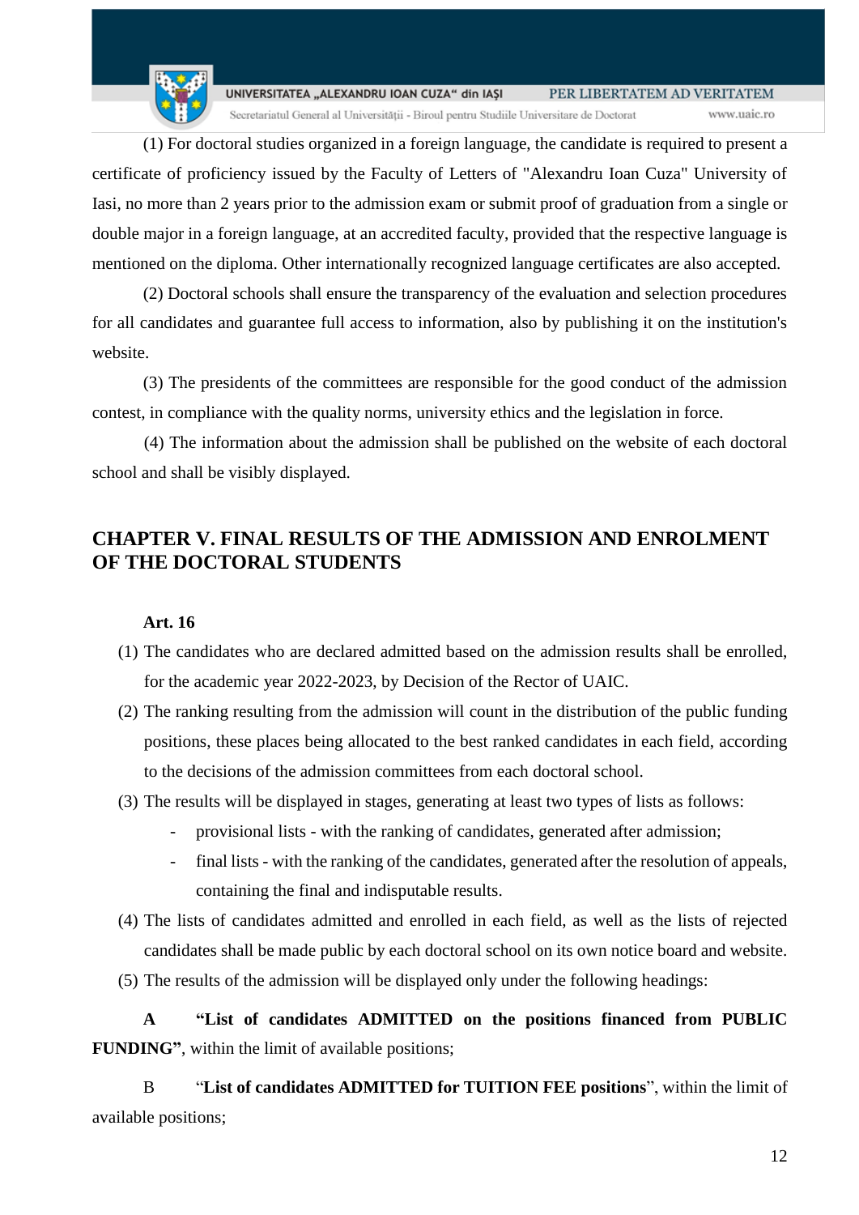(1) For doctoral studies organized in a foreign language, the candidate is required to present a certificate of proficiency issued by the Faculty of Letters of "Alexandru Ioan Cuza" University of Iasi, no more than 2 years prior to the admission exam or submit proof of graduation from a single or double major in a foreign language, at an accredited faculty, provided that the respective language is mentioned on the diploma. Other internationally recognized language certificates are also accepted.

(2) Doctoral schools shall ensure the transparency of the evaluation and selection procedures for all candidates and guarantee full access to information, also by publishing it on the institution's website.

(3) The presidents of the committees are responsible for the good conduct of the admission contest, in compliance with the quality norms, university ethics and the legislation in force.

(4) The information about the admission shall be published on the website of each doctoral school and shall be visibly displayed.

## CHAPTER V. FINAL RESULTS OF THE ADMISSION AND ENROLMENT OF THE DOCTORAL STUDENTS

**Art. 16**

(1) The candidates who are declared admitted based on the admission results shall be enrolled, for the academic year 2022-2023, by Decision of the Rector of UAIC.

(2) The ranking resulting from the admission will count in the distribution of the public funding positions, these places being allocated to the best ranked candidates in each field, according to the decisions of the admission committees from each doctoral school.

(3) The results will be displayed in stages, generating at least two types of lists as follows:

- provisional lists - with the ranking of candidates, generated after admission;
- final lists - with the ranking of the candidates, generated after the resolution of appeals, containing the final and indisputable results.

(4) The lists of candidates admitted and enrolled in each field, as well as the lists of rejected candidates shall be made public by each doctoral school on its own notice board and website.

(5) The results of the admission will be displayed only under the following headings:

**A** **"List of candidates ADMITTED on the positions financed from PUBLIC FUNDING"**, within the limit of available positions;

B "**List of candidates ADMITTED for TUITION FEE positions**", within the limit of available positions;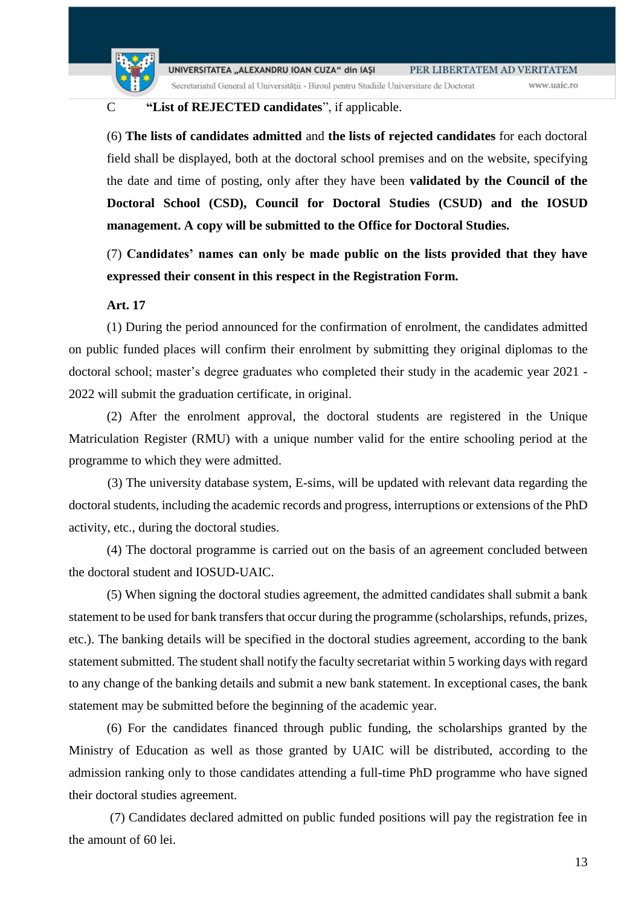C **"List of REJECTED candidates"**, if applicable.

(6) **The lists of candidates admitted** and **the lists of rejected candidates** for each doctoral field shall be displayed, both at the doctoral school premises and on the website, specifying the date and time of posting, only after they have been **validated by the Council of the Doctoral School (CSD), Council for Doctoral Studies (CSUD) and the IOSUD management. A copy will be submitted to the Office for Doctoral Studies.**

(7) **Candidates' names can only be made public on the lists provided that they have expressed their consent in this respect in the Registration Form.**

**Art. 17**

(1) During the period announced for the confirmation of enrolment, the candidates admitted on public funded places will confirm their enrolment by submitting they original diplomas to the doctoral school; master's degree graduates who completed their study in the academic year 2021 - 2022 will submit the graduation certificate, in original.

(2) After the enrolment approval, the doctoral students are registered in the Unique Matriculation Register (RMU) with a unique number valid for the entire schooling period at the programme to which they were admitted.

(3) The university database system, E-sims, will be updated with relevant data regarding the doctoral students, including the academic records and progress, interruptions or extensions of the PhD activity, etc., during the doctoral studies.

(4) The doctoral programme is carried out on the basis of an agreement concluded between the doctoral student and IOSUD-UAIC.

(5) When signing the doctoral studies agreement, the admitted candidates shall submit a bank statement to be used for bank transfers that occur during the programme (scholarships, refunds, prizes, etc.). The banking details will be specified in the doctoral studies agreement, according to the bank statement submitted. The student shall notify the faculty secretariat within 5 working days with regard to any change of the banking details and submit a new bank statement. In exceptional cases, the bank statement may be submitted before the beginning of the academic year.

(6) For the candidates financed through public funding, the scholarships granted by the Ministry of Education as well as those granted by UAIC will be distributed, according to the admission ranking only to those candidates attending a full-time PhD programme who have signed their doctoral studies agreement.

(7) Candidates declared admitted on public funded positions will pay the registration fee in the amount of 60 lei.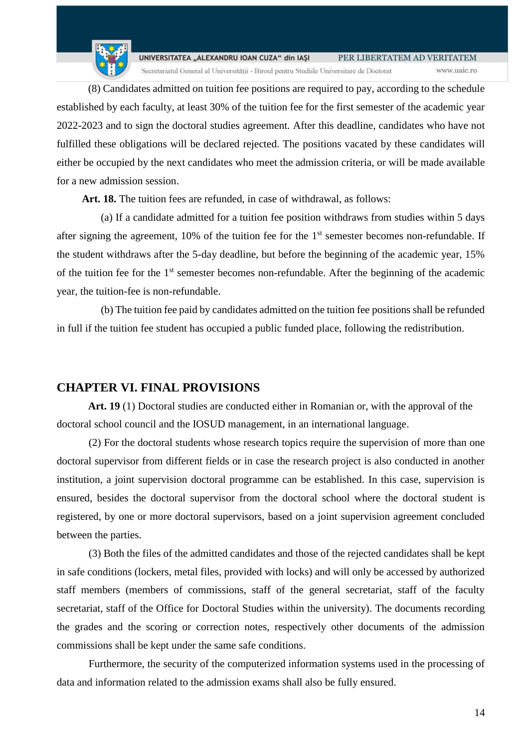(8) Candidates admitted on tuition fee positions are required to pay, according to the schedule established by each faculty, at least 30% of the tuition fee for the first semester of the academic year 2022-2023 and to sign the doctoral studies agreement. After this deadline, candidates who have not fulfilled these obligations will be declared rejected. The positions vacated by these candidates will either be occupied by the next candidates who meet the admission criteria, or will be made available for a new admission session.

**Art. 18.** The tuition fees are refunded, in case of withdrawal, as follows:

(a) If a candidate admitted for a tuition fee position withdraws from studies within 5 days after signing the agreement, 10% of the tuition fee for the 1st semester becomes non-refundable. If the student withdraws after the 5-day deadline, but before the beginning of the academic year, 15% of the tuition fee for the 1st semester becomes non-refundable. After the beginning of the academic year, the tuition-fee is non-refundable.

(b) The tuition fee paid by candidates admitted on the tuition fee positions shall be refunded in full if the tuition fee student has occupied a public funded place, following the redistribution.

## CHAPTER VI. FINAL PROVISIONS

**Art. 19** (1) Doctoral studies are conducted either in Romanian or, with the approval of the doctoral school council and the IOSUD management, in an international language.

(2) For the doctoral students whose research topics require the supervision of more than one doctoral supervisor from different fields or in case the research project is also conducted in another institution, a joint supervision doctoral programme can be established. In this case, supervision is ensured, besides the doctoral supervisor from the doctoral school where the doctoral student is registered, by one or more doctoral supervisors, based on a joint supervision agreement concluded between the parties.

(3) Both the files of the admitted candidates and those of the rejected candidates shall be kept in safe conditions (lockers, metal files, provided with locks) and will only be accessed by authorized staff members (members of commissions, staff of the general secretariat, staff of the faculty secretariat, staff of the Office for Doctoral Studies within the university). The documents recording the grades and the scoring or correction notes, respectively other documents of the admission commissions shall be kept under the same safe conditions.

Furthermore, the security of the computerized information systems used in the processing of data and information related to the admission exams shall also be fully ensured.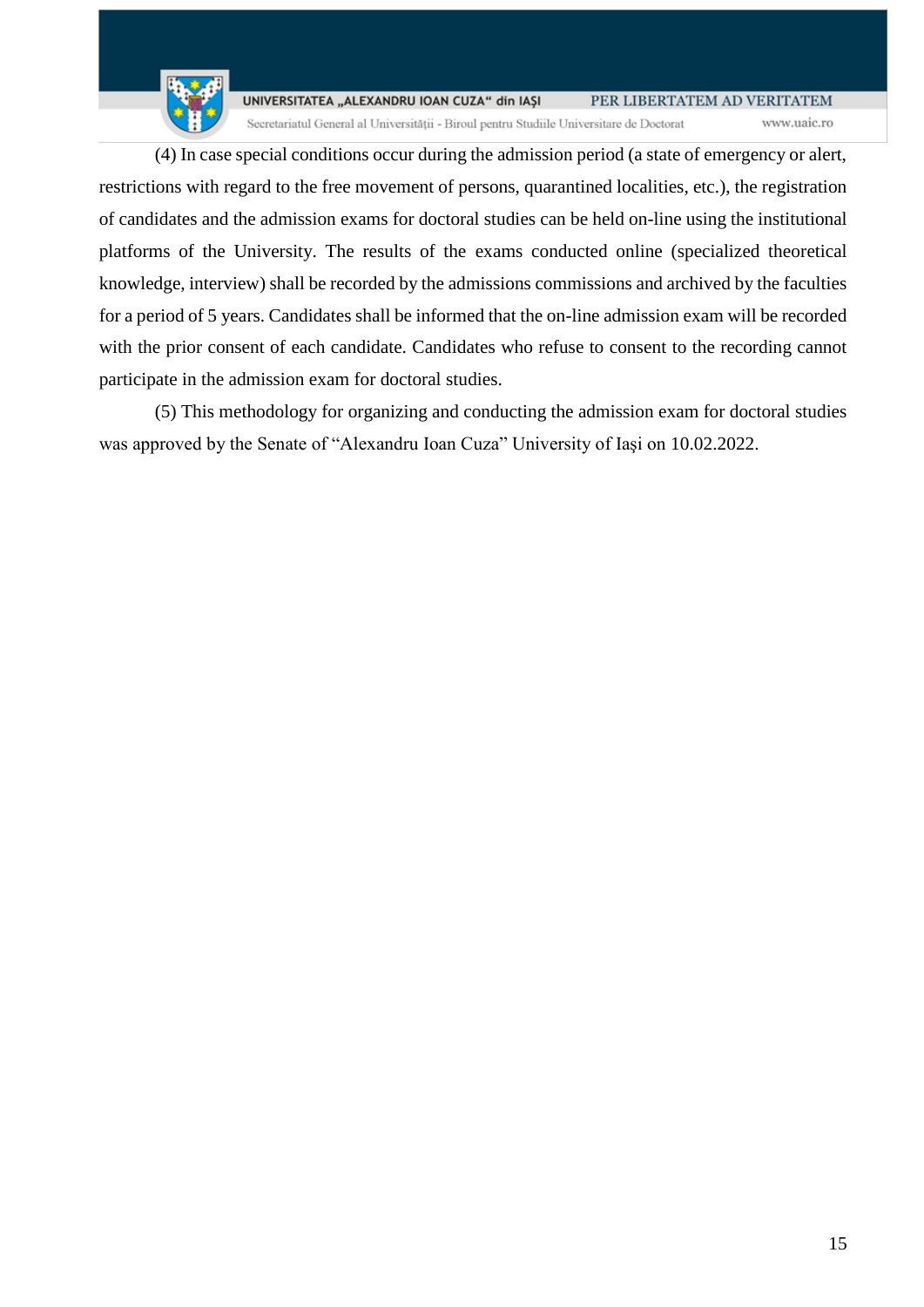(4) In case special conditions occur during the admission period (a state of emergency or alert, restrictions with regard to the free movement of persons, quarantined localities, etc.), the registration of candidates and the admission exams for doctoral studies can be held on-line using the institutional platforms of the University. The results of the exams conducted online (specialized theoretical knowledge, interview) shall be recorded by the admissions commissions and archived by the faculties for a period of 5 years. Candidates shall be informed that the on-line admission exam will be recorded with the prior consent of each candidate. Candidates who refuse to consent to the recording cannot participate in the admission exam for doctoral studies.

(5) This methodology for organizing and conducting the admission exam for doctoral studies was approved by the Senate of "Alexandru Ioan Cuza" University of Iași on 10.02.2022.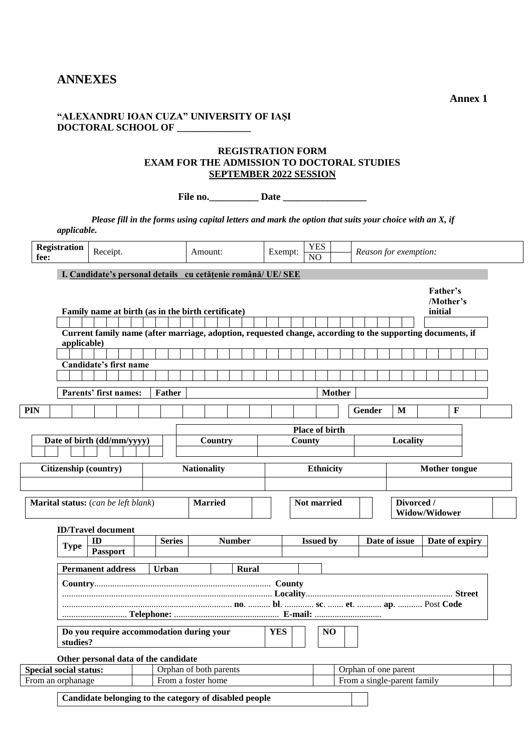# ANNEXES

**Annex 1**

**"ALEXANDRU IOAN CUZA" UNIVERSITY OF IAŞI**
**DOCTORAL SCHOOL OF _______________**

**REGISTRATION FORM**
**EXAM FOR THE ADMISSION TO DOCTORAL STUDIES**
**SEPTEMBER 2022 SESSION**

**File no.__________ Date _________________**

***Please fill in the forms using capital letters and mark the option that suits your choice with an X, if applicable.***

| **Registration fee:** | Receipt. | Amount: | Exempt: | YES / NO | *Reason for exemption:* |
|---|---|---|---|---|---|

**I. Candidate's personal details cu cetăţenie română/ UE/ SEE**

| **Family name at birth (as in the birth certificate)** | **Father's /Mother's initial** |
|---|---|
| | |

**Current family name (after marriage, adoption, requested change, according to the supporting documents, if applicable)**

| |
|---|
| |

**Candidate's first name**

| |
|---|
| |

| **Parents' first names:** | **Father** | | **Mother** | |
|---|---|---|---|---|

| **PIN** | | **Gender** | **M** | | **F** | |
|---|---|---|---|---|---|---|

| **Date of birth (dd/mm/yyyy)** | **Place of birth** | | |
|---|---|---|---|
| | **Country** | **County** | **Locality** |
| | | | |

| **Citizenship (country)** | **Nationality** | **Ethnicity** | **Mother tongue** |
|---|---|---|---|
| | | | |

| **Marital status:** (*can be left blank*) | **Married** | | **Not married** | | **Divorced / Widow/Widower** | |
|---|---|---|---|---|---|---|

**ID/Travel document**

| **Type** | | | **Series** | **Number** | **Issued by** | **Date of issue** | **Date of expiry** |
|---|---|---|---|---|---|---|---|
| | **ID** | | | | | | |
| | **Passport** | | | | | | |

| **Permanent address** | **Urban** | | **Rural** | |
|---|---|---|---|---|

**Country**............................................................................... **County** ............................................................................................. **Locality**.................................................................. **Street** ............................................................................ **no**. .......... **bl**. ............. **sc**. ....... **et**. ........... **ap**. ........... Post **Code** ............................ **Telephone:** ............................................... **E-mail:** ..............................

| **Do you require accommodation during your studies?** | **YES** | | **NO** | |
|---|---|---|---|---|

**Other personal data of the candidate**

| **Special social status:** | | Orphan of both parents | | Orphan of one parent | |
|---|---|---|---|---|---|
| From an orphanage | | From a foster home | | From a single-parent family | |

| **Candidate belonging to the category of disabled people** | |
|---|---|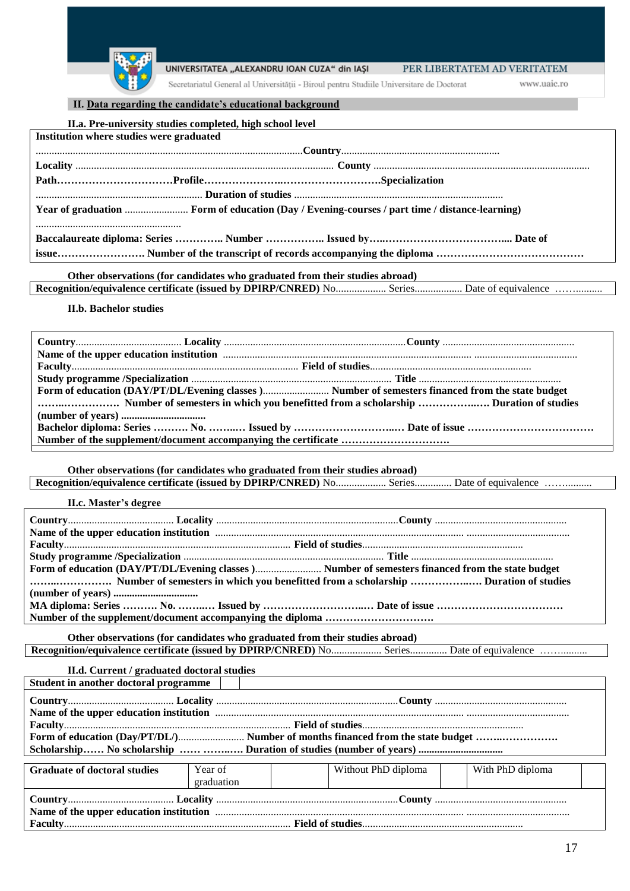## II. Data regarding the candidate's educational background

### II.a. Pre-university studies completed, high school level

**Institution where studies were graduated**
..................................................................................................**Country**............................................................
**Locality** ................................................................................................. **County** .................................................................................
**Path**……………………………**Profile**…………………..………………………**Specialization**
.............................................................. **Duration of studies** ..............................................................................
**Year of graduation** ........................ **Form of education (Day / Evening-courses / part time / distance-learning)**
......................................................
**Baccalaureate diploma: Series ………….. Number …………….. Issued by…..……………………………... Date of issue……………………. Number of the transcript of records accompanying the diploma ……………………………………**

**Other observations (for candidates who graduated from their studies abroad)**
**Recognition/equivalence certificate (issued by DPIRP/CNRED)** No................... Series.................. Date of equivalence ……..........

### II.b. Bachelor studies

**Country**........................................ **Locality** ....................................................................**County** .................................................
**Name of the upper education institution** ............................................................................................... ......................................
**Faculty**...................................................................................... **Field of studies**............................................................
**Study programme /Specialization** ........................................................................... **Title** .....................................................
**Form of education (DAY/PT/DL/Evening classes )**......................... **Number of semesters financed from the state budget ……..……………. Number of semesters in which you benefitted from a scholarship ……………..…. Duration of studies (number of years) ................................**
**Bachelor diploma: Series ………. No. ……..… Issued by ………………………..… Date of issue ………………………………**
**Number of the supplement/document accompanying the certificate ………………………….**

**Other observations (for candidates who graduated from their studies abroad)**
**Recognition/equivalence certificate (issued by DPIRP/CNRED)** No................... Series............. Date of equivalence ……..........

### II.c. Master's degree

**Country**........................................ **Locality** ....................................................................**County** .................................................
**Name of the upper education institution** ............................................................................................... ......................................
**Faculty**...................................................................................... **Field of studies**............................................................
**Study programme /Specialization** ........................................................................... **Title** .....................................................
**Form of education (DAY/PT/DL/Evening classes )**......................... **Number of semesters financed from the state budget ……..……………. Number of semesters in which you benefitted from a scholarship ……………..…. Duration of studies (number of years) ................................**
**MA diploma: Series ………. No. ……..… Issued by ………………………..… Date of issue ………………………………**
**Number of the supplement/document accompanying the diploma ………………………….**

**Other observations (for candidates who graduated from their studies abroad)**
**Recognition/equivalence certificate (issued by DPIRP/CNRED)** No................... Series............. Date of equivalence ……..........

### II.d. Current / graduated doctoral studies

| **Student in another doctoral programme** | |
|---|---|

**Country**........................................ **Locality** ....................................................................**County** .................................................
**Name of the upper education institution** ............................................................................................... ......................................
**Faculty**...................................................................................... **Field of studies**............................................................
**Form of education (Day/PT/DL/)**......................... **Number of months financed from the state budget ……..…………….**
**Scholarship…… No scholarship …… ……..…. Duration of studies (number of years) ................................**

| **Graduate of doctoral studies** | Year of graduation | | Without PhD diploma | | With PhD diploma | |
|---|---|---|---|---|---|---|

**Country**........................................ **Locality** ....................................................................**County** .................................................
**Name of the upper education institution** ............................................................................................... ......................................
**Faculty**...................................................................................... **Field of studies**............................................................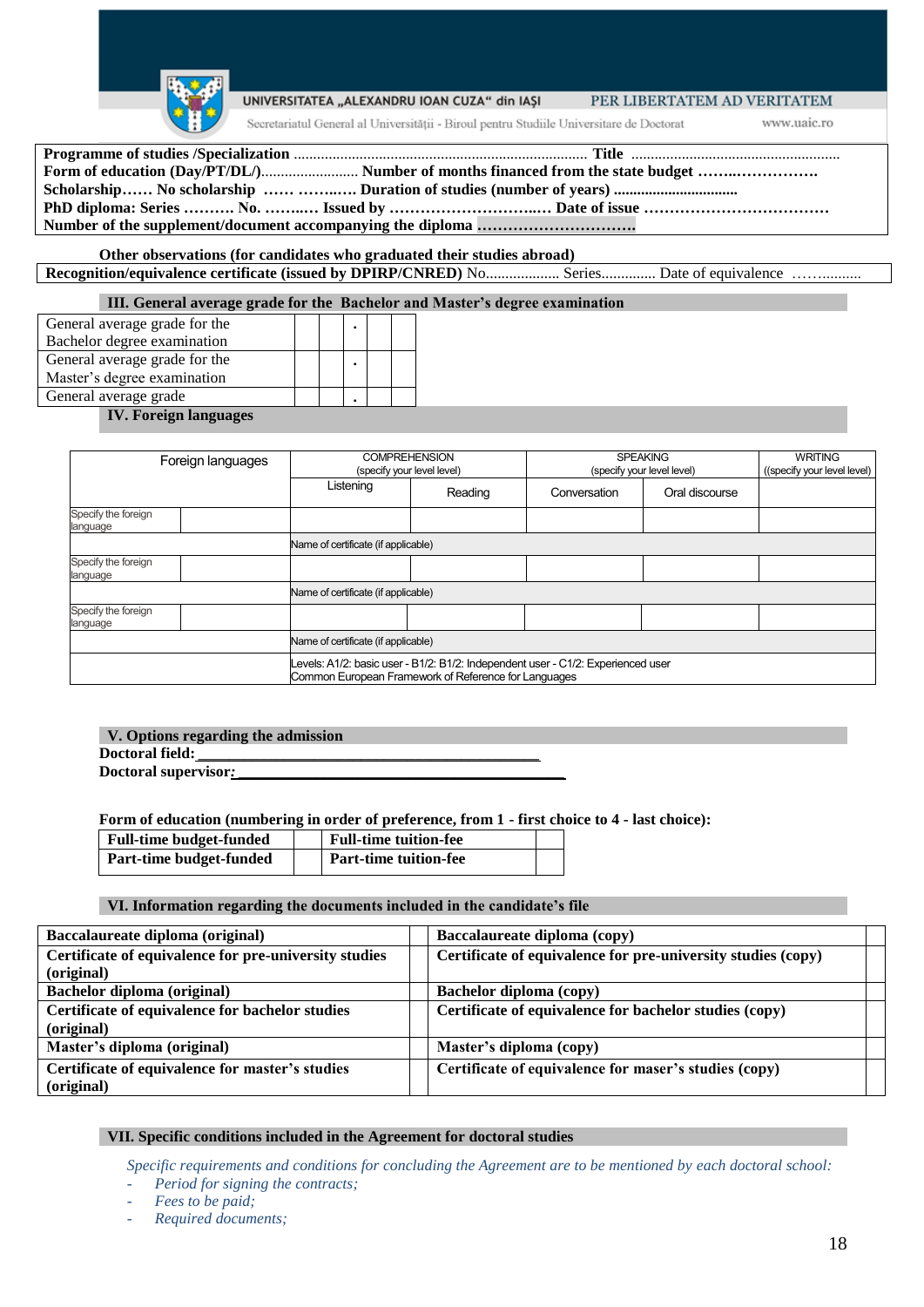UNIVERSITATEA „ALEXANDRU IOAN CUZA" din IAȘI PER LIBERTATEM AD VERITATEM

Secretariatul General al Universității - Biroul pentru Studiile Universitare de Doctorat www.uaic.ro

**Programme of studies /Specialization** .......................................................................... **Title** .....................................................
**Form of education (Day/PT/DL/)**......................... **Number of months financed from the state budget ……..……………**
**Scholarship…… No scholarship …… ……..…. Duration of studies (number of years)** ................................
**PhD diploma: Series ………. No. ……..… Issued by …………………………..…. Date of issue ………………………………**
**Number of the supplement/document accompanying the diploma …………………………**

**Other observations (for candidates who graduated their studies abroad)**
**Recognition/equivalence certificate (issued by DPIRP/CNRED)** No................... Series............. Date of equivalence ……..........

## III. General average grade for the Bachelor and Master's degree examination

| | | | | | |
|---|---|---|---|---|---|
| General average grade for the Bachelor degree examination | | | . | | |
| General average grade for the Master's degree examination | | | . | | |
| General average grade | | | . | | |

## IV. Foreign languages

| Foreign languages | | COMPREHENSION (specify your level level) | | SPEAKING (specify your level level) | | WRITING ((specify your level level) |
|---|---|---|---|---|---|---|
| | | Listening | Reading | Conversation | Oral discourse | |
| Specify the foreign language | | | | | | |
| | | Name of certificate (if applicable) | | | | |
| Specify the foreign language | | | | | | |
| | | Name of certificate (if applicable) | | | | |
| Specify the foreign language | | | | | | |
| | | Name of certificate (if applicable) | | | | |
| | | Levels: A1/2: basic user - B1/2: B1/2: Independent user - C1/2: Experienced user Common European Framework of Reference for Languages | | | | |

## V. Options regarding the admission

**Doctoral field:**\_\_\_\_\_\_\_\_\_\_\_\_\_\_\_\_\_\_\_\_\_\_\_\_\_\_\_\_\_\_\_\_\_\_\_\_\_\_\_\_\_\_\_
**Doctoral supervisor:**\_\_\_\_\_\_\_\_\_\_\_\_\_\_\_\_\_\_\_\_\_\_\_\_\_\_\_\_\_\_\_\_\_\_\_\_\_\_\_\_\_\_\_

**Form of education (numbering in order of preference, from 1 - first choice to 4 - last choice):**

| | | | |
|---|---|---|---|
| **Full-time budget-funded** | | **Full-time tuition-fee** | |
| **Part-time budget-funded** | | **Part-time tuition-fee** | |

## VI. Information regarding the documents included in the candidate's file

| | | | |
|---|---|---|---|
| **Baccalaureate diploma (original)** | | **Baccalaureate diploma (copy)** | |
| **Certificate of equivalence for pre-university studies (original)** | | **Certificate of equivalence for pre-university studies (copy)** | |
| **Bachelor diploma (original)** | | **Bachelor diploma (copy)** | |
| **Certificate of equivalence for bachelor studies (original)** | | **Certificate of equivalence for bachelor studies (copy)** | |
| **Master's diploma (original)** | | **Master's diploma (copy)** | |
| **Certificate of equivalence for master's studies (original)** | | **Certificate of equivalence for maser's studies (copy)** | |

## VII. Specific conditions included in the Agreement for doctoral studies

*Specific requirements and conditions for concluding the Agreement are to be mentioned by each doctoral school:*

- *Period for signing the contracts;*
- *Fees to be paid;*
- *Required documents;*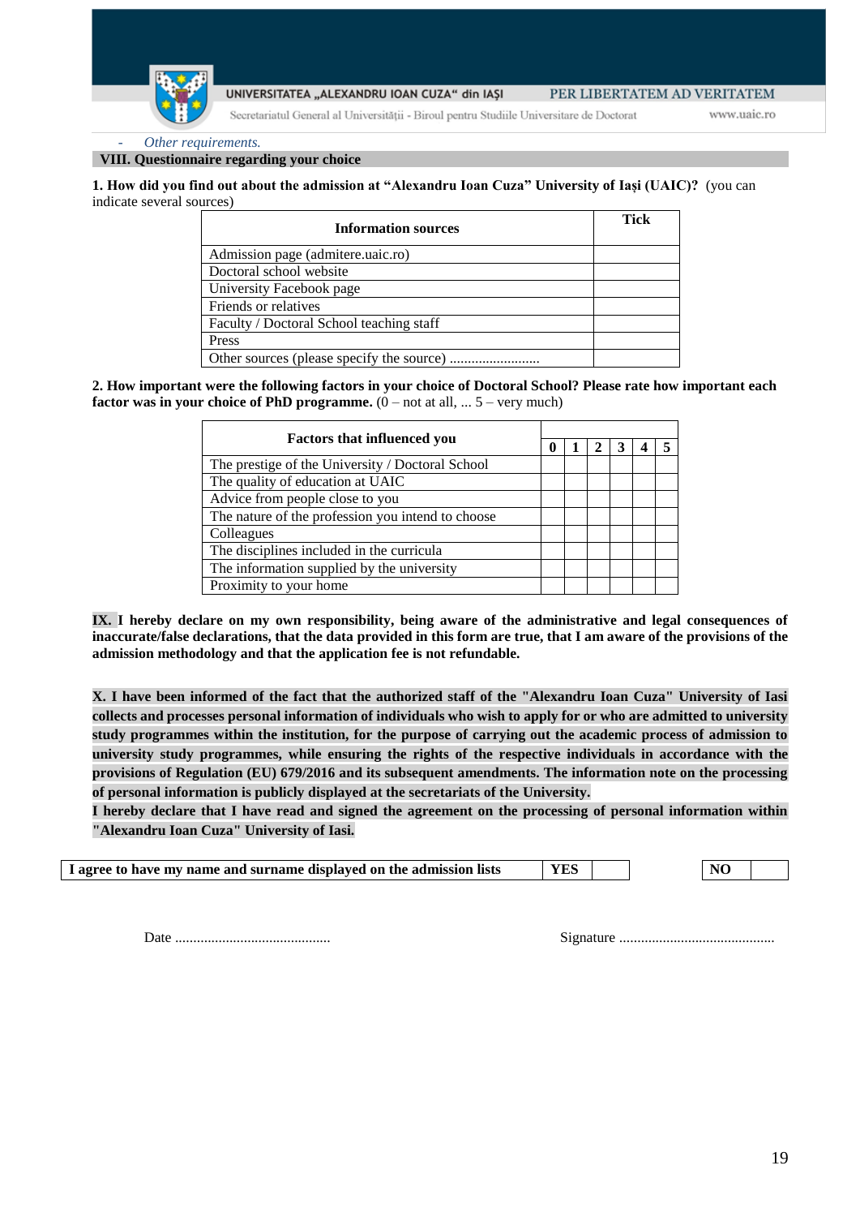- *Other requirements.*

## VIII. Questionnaire regarding your choice

**1. How did you find out about the admission at "Alexandru Ioan Cuza" University of Iași (UAIC)?** (you can indicate several sources)

| Information sources | Tick |
|---|---|
| Admission page (admitere.uaic.ro) | |
| Doctoral school website | |
| University Facebook page | |
| Friends or relatives | |
| Faculty / Doctoral School teaching staff | |
| Press | |
| Other sources (please specify the source) ......................... | |

**2. How important were the following factors in your choice of Doctoral School? Please rate how important each factor was in your choice of PhD programme.** (0 – not at all, ... 5 – very much)

| Factors that influenced you | 0 | 1 | 2 | 3 | 4 | 5 |
|---|---|---|---|---|---|---|
| The prestige of the University / Doctoral School | | | | | | |
| The quality of education at UAIC | | | | | | |
| Advice from people close to you | | | | | | |
| The nature of the profession you intend to choose | | | | | | |
| Colleagues | | | | | | |
| The disciplines included in the curricula | | | | | | |
| The information supplied by the university | | | | | | |
| Proximity to your home | | | | | | |

**IX. I hereby declare on my own responsibility, being aware of the administrative and legal consequences of inaccurate/false declarations, that the data provided in this form are true, that I am aware of the provisions of the admission methodology and that the application fee is not refundable.**

**X. I have been informed of the fact that the authorized staff of the "Alexandru Ioan Cuza" University of Iasi collects and processes personal information of individuals who wish to apply for or who are admitted to university study programmes within the institution, for the purpose of carrying out the academic process of admission to university study programmes, while ensuring the rights of the respective individuals in accordance with the provisions of Regulation (EU) 679/2016 and its subsequent amendments. The information note on the processing of personal information is publicly displayed at the secretariats of the University.**

**I hereby declare that I have read and signed the agreement on the processing of personal information within "Alexandru Ioan Cuza" University of Iasi.**

| I agree to have my name and surname displayed on the admission lists | YES | | NO | |
|---|---|---|---|---|

Date ...........................................                    Signature ...........................................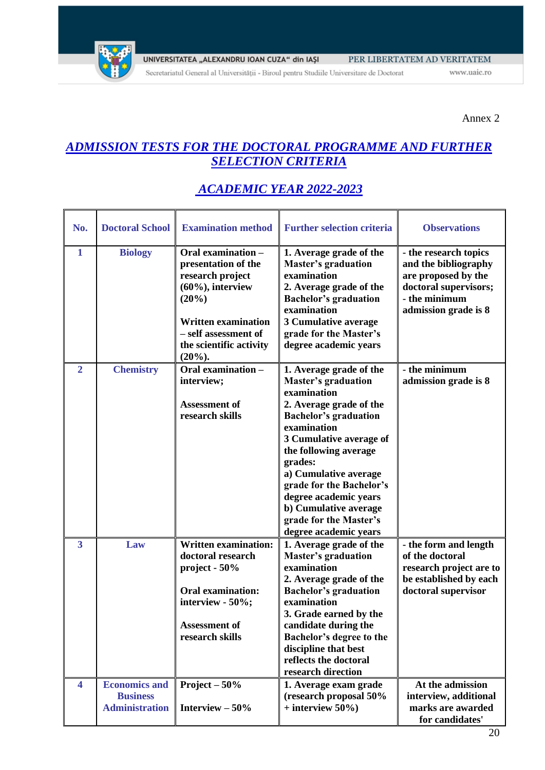Annex 2

# ADMISSION TESTS FOR THE DOCTORAL PROGRAMME AND FURTHER SELECTION CRITERIA

## ACADEMIC YEAR 2022-2023

| No. | Doctoral School | Examination method | Further selection criteria | Observations |
|---|---|---|---|---|
| 1 | Biology | Oral examination – presentation of the research project (60%), interview (20%)<br><br>Written examination – self assessment of the scientific activity (20%). | 1. Average grade of the Master's graduation examination<br>2. Average grade of the Bachelor's graduation examination<br>3 Cumulative average grade for the Master's degree academic years | - the research topics and the bibliography are proposed by the doctoral supervisors;<br>- the minimum admission grade is 8 |
| 2 | Chemistry | Oral examination – interview;<br><br>Assessment of research skills | 1. Average grade of the Master's graduation examination<br>2. Average grade of the Bachelor's graduation examination<br>3 Cumulative average of the following average grades:<br>a) Cumulative average grade for the Bachelor's degree academic years<br>b) Cumulative average grade for the Master's degree academic years | - the minimum admission grade is 8 |
| 3 | Law | Written examination: doctoral research project - 50%<br><br>Oral examination: interview - 50%;<br><br>Assessment of research skills | 1. Average grade of the Master's graduation examination<br>2. Average grade of the Bachelor's graduation examination<br>3. Grade earned by the candidate during the Bachelor's degree to the discipline that best reflects the doctoral research direction | - the form and length of the doctoral research project are to be established by each doctoral supervisor |
| 4 | Economics and Business Administration | Project – 50%<br><br>Interview – 50% | 1. Average exam grade (research proposal 50% + interview 50%) | At the admission interview, additional marks are awarded for candidates' |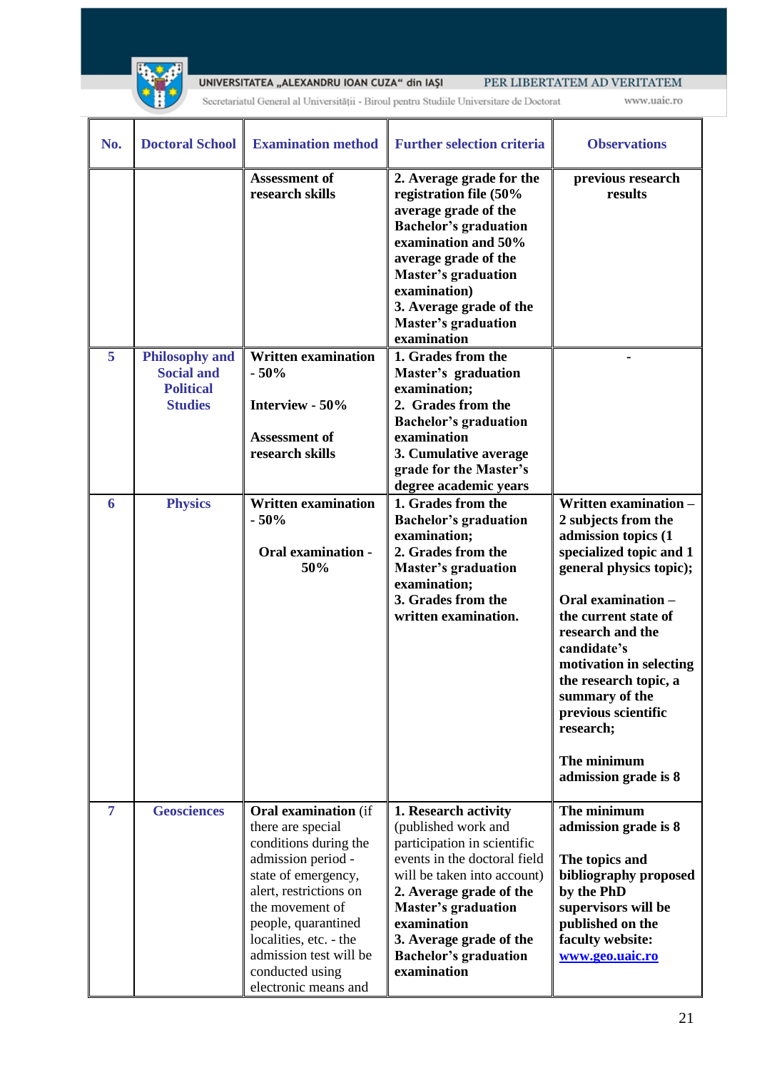| No. | Doctoral School | Examination method | Further selection criteria | Observations |
|---|---|---|---|---|
| | | **Assessment of research skills** | **2. Average grade for the registration file (50% average grade of the Bachelor's graduation examination and 50% average grade of the Master's graduation examination)**<br>**3. Average grade of the Master's graduation examination** | **previous research results** |
| **5** | **Philosophy and Social and Political Studies** | **Written examination - 50%**<br><br>**Interview - 50%**<br><br>**Assessment of research skills** | **1. Grades from the Master's graduation examination;**<br>**2. Grades from the Bachelor's graduation examination**<br>**3. Cumulative average grade for the Master's degree academic years** | **-** |
| **6** | **Physics** | **Written examination - 50%**<br><br>**Oral examination - 50%** | **1. Grades from the Bachelor's graduation examination;**<br>**2. Grades from the Master's graduation examination;**<br>**3. Grades from the written examination.** | **Written examination – 2 subjects from the admission topics (1 specialized topic and 1 general physics topic);**<br><br>**Oral examination – the current state of research and the candidate's motivation in selecting the research topic, a summary of the previous scientific research;**<br><br>**The minimum admission grade is 8** |
| **7** | **Geosciences** | **Oral examination** (if there are special conditions during the admission period - state of emergency, alert, restrictions on the movement of people, quarantined localities, etc. - the admission test will be conducted using electronic means and | **1. Research activity** (published work and participation in scientific events in the doctoral field will be taken into account)<br>**2. Average grade of the Master's graduation examination**<br>**3. Average grade of the Bachelor's graduation examination** | **The minimum admission grade is 8**<br><br>**The topics and bibliography proposed by the PhD supervisors will be published on the faculty website: www.geo.uaic.ro** |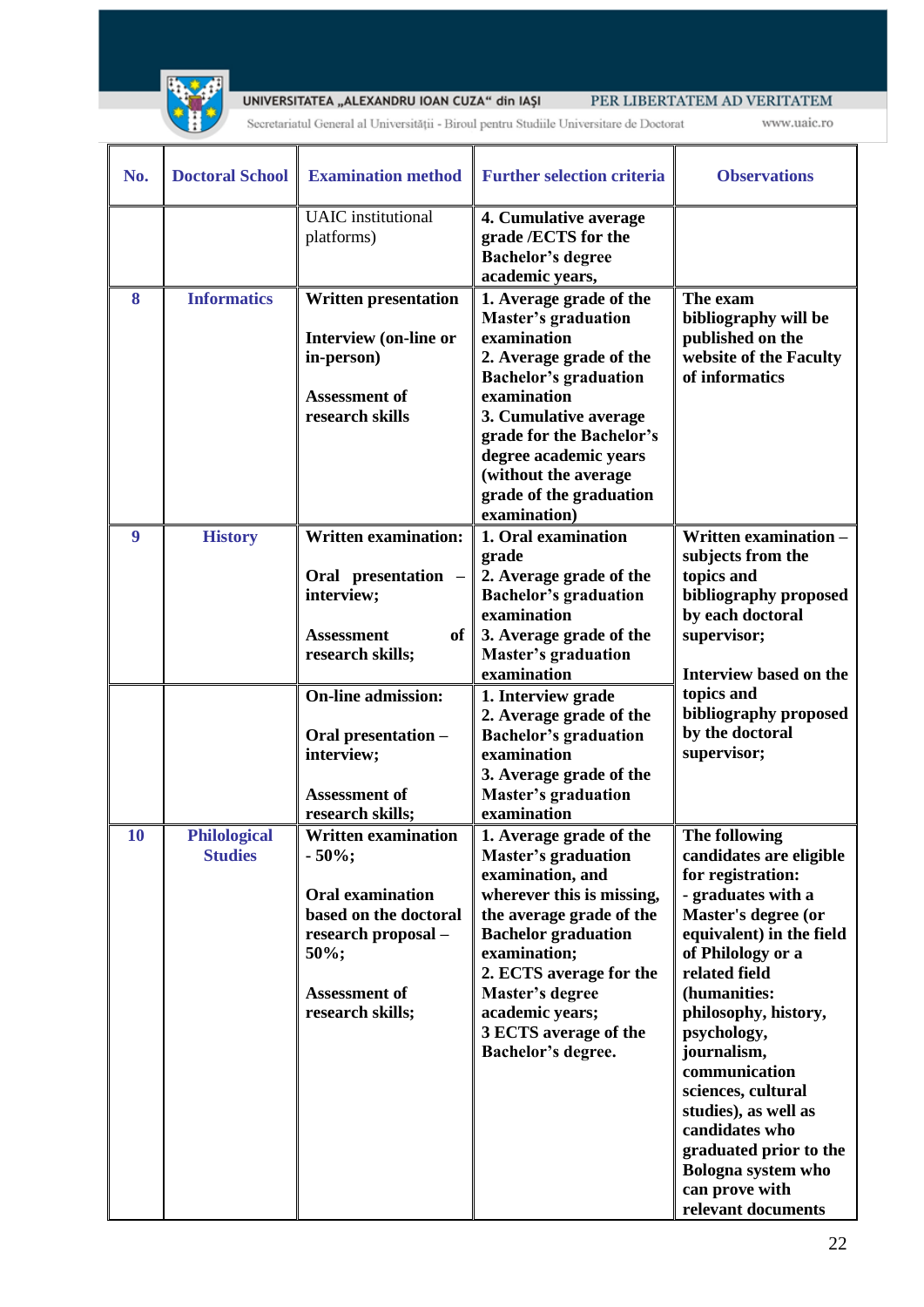| No. | Doctoral School | Examination method | Further selection criteria | Observations |
|---|---|---|---|---|
| | | UAIC institutional platforms) | **4. Cumulative average grade /ECTS for the Bachelor's degree academic years,** | |
| **8** | **Informatics** | **Written presentation**<br><br>**Interview (on-line or in-person)**<br><br>**Assessment of research skills** | **1. Average grade of the Master's graduation examination**<br>**2. Average grade of the Bachelor's graduation examination**<br>**3. Cumulative average grade for the Bachelor's degree academic years (without the average grade of the graduation examination)** | **The exam bibliography will be published on the website of the Faculty of informatics** |
| **9** | **History** | **Written examination:**<br><br>**Oral presentation – interview;**<br><br>**Assessment of research skills;** | **1. Oral examination grade**<br>**2. Average grade of the Bachelor's graduation examination**<br>**3. Average grade of the Master's graduation examination** | **Written examination – subjects from the topics and bibliography proposed by each doctoral supervisor;**<br><br>**Interview based on the topics and bibliography proposed by the doctoral supervisor;** |
| | | **On-line admission:**<br><br>**Oral presentation – interview;**<br><br>**Assessment of research skills;** | **1. Interview grade**<br>**2. Average grade of the Bachelor's graduation examination**<br>**3. Average grade of the Master's graduation examination** | |
| **10** | **Philological Studies** | **Written examination - 50%;**<br><br>**Oral examination based on the doctoral research proposal – 50%;**<br><br>**Assessment of research skills;** | **1. Average grade of the Master's graduation examination, and wherever this is missing, the average grade of the Bachelor graduation examination;**<br>**2. ECTS average for the Master's degree academic years;**<br>**3 ECTS average of the Bachelor's degree.** | **The following candidates are eligible for registration:**<br>**- graduates with a Master's degree (or equivalent) in the field of Philology or a related field (humanities: philosophy, history, psychology, journalism, communication sciences, cultural studies), as well as candidates who graduated prior to the Bologna system who can prove with relevant documents** |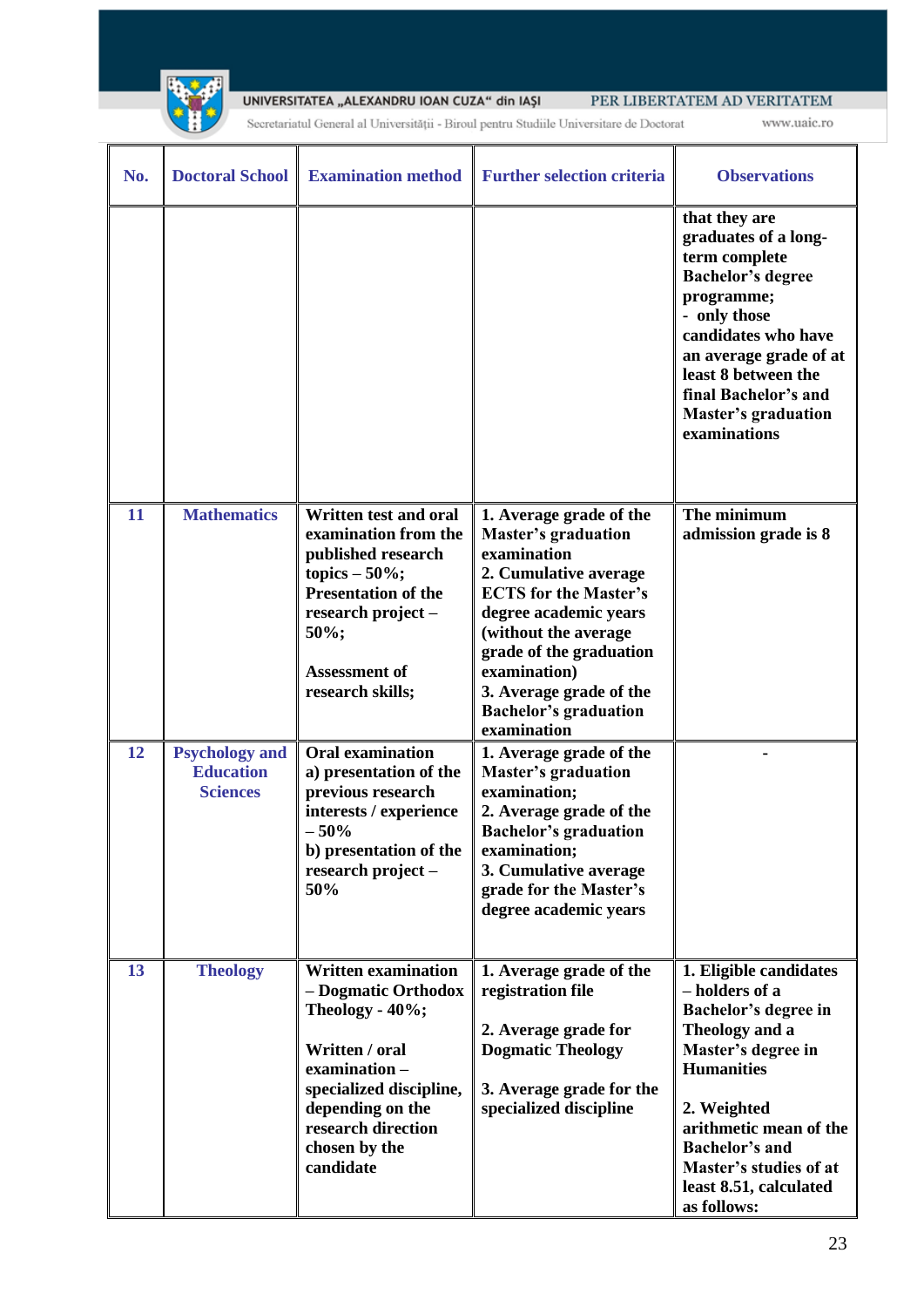| No. | Doctoral School | Examination method | Further selection criteria | Observations |
|---|---|---|---|---|
| | | | | that they are graduates of a long-term complete Bachelor's degree programme;<br>- only those candidates who have an average grade of at least 8 between the final Bachelor's and Master's graduation examinations |
| 11 | Mathematics | Written test and oral examination from the published research topics – 50%;<br>Presentation of the research project – 50%;<br><br>Assessment of research skills; | 1. Average grade of the Master's graduation examination<br>2. Cumulative average ECTS for the Master's degree academic years (without the average grade of the graduation examination)<br>3. Average grade of the Bachelor's graduation examination | The minimum admission grade is 8 |
| 12 | Psychology and Education Sciences | Oral examination<br>a) presentation of the previous research interests / experience – 50%<br>b) presentation of the research project – 50% | 1. Average grade of the Master's graduation examination;<br>2. Average grade of the Bachelor's graduation examination;<br>3. Cumulative average grade for the Master's degree academic years | - |
| 13 | Theology | Written examination – Dogmatic Orthodox Theology - 40%;<br><br>Written / oral examination – specialized discipline, depending on the research direction chosen by the candidate | 1. Average grade of the registration file<br><br>2. Average grade for Dogmatic Theology<br><br>3. Average grade for the specialized discipline | 1. Eligible candidates – holders of a Bachelor's degree in Theology and a Master's degree in Humanities<br><br>2. Weighted arithmetic mean of the Bachelor's and Master's studies of at least 8.51, calculated as follows: |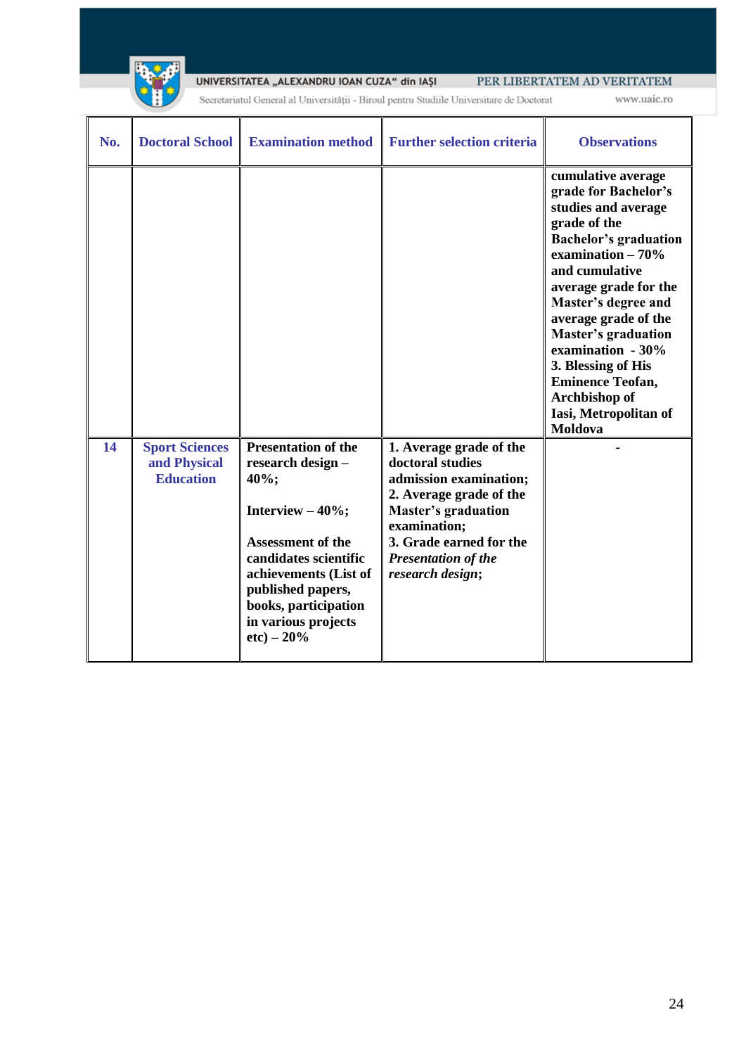| No. | Doctoral School | Examination method | Further selection criteria | Observations |
|---|---|---|---|---|
| | | | | cumulative average grade for Bachelor's studies and average grade of the Bachelor's graduation examination – 70% and cumulative average grade for the Master's degree and average grade of the Master's graduation examination - 30% 3. Blessing of His Eminence Teofan, Archbishop of Iasi, Metropolitan of Moldova |
| **14** | **Sport Sciences and Physical Education** | **Presentation of the research design – 40%;** **Interview – 40%;** **Assessment of the candidates scientific achievements (List of published papers, books, participation in various projects etc) – 20%** | **1. Average grade of the doctoral studies admission examination; 2. Average grade of the Master's graduation examination; 3. Grade earned for the *Presentation of the research design*;** | - |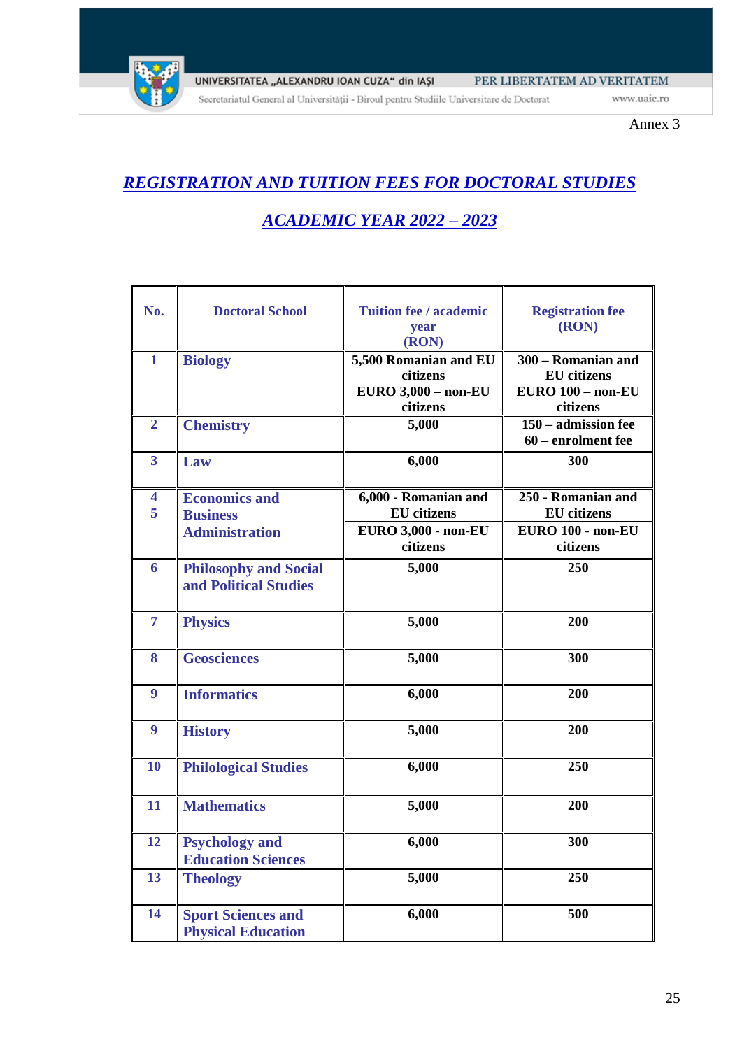Annex 3

## *REGISTRATION AND TUITION FEES FOR DOCTORAL STUDIES*

## *ACADEMIC YEAR 2022 – 2023*

| No. | Doctoral School | Tuition fee / academic year (RON) | Registration fee (RON) |
|---|---|---|---|
| 1 | Biology | 5,500 Romanian and EU citizens<br>EURO 3,000 – non-EU citizens | 300 – Romanian and EU citizens<br>EURO 100 – non-EU citizens |
| 2 | Chemistry | 5,000 | 150 – admission fee<br>60 – enrolment fee |
| 3 | Law | 6,000 | 300 |
| 4<br>5 | Economics and Business Administration | 6,000 - Romanian and EU citizens<br>EURO 3,000 - non-EU citizens | 250 - Romanian and EU citizens<br>EURO 100 - non-EU citizens |
| 6 | Philosophy and Social and Political Studies | 5,000 | 250 |
| 7 | Physics | 5,000 | 200 |
| 8 | Geosciences | 5,000 | 300 |
| 9 | Informatics | 6,000 | 200 |
| 9 | History | 5,000 | 200 |
| 10 | Philological Studies | 6,000 | 250 |
| 11 | Mathematics | 5,000 | 200 |
| 12 | Psychology and Education Sciences | 6,000 | 300 |
| 13 | Theology | 5,000 | 250 |
| 14 | Sport Sciences and Physical Education | 6,000 | 500 |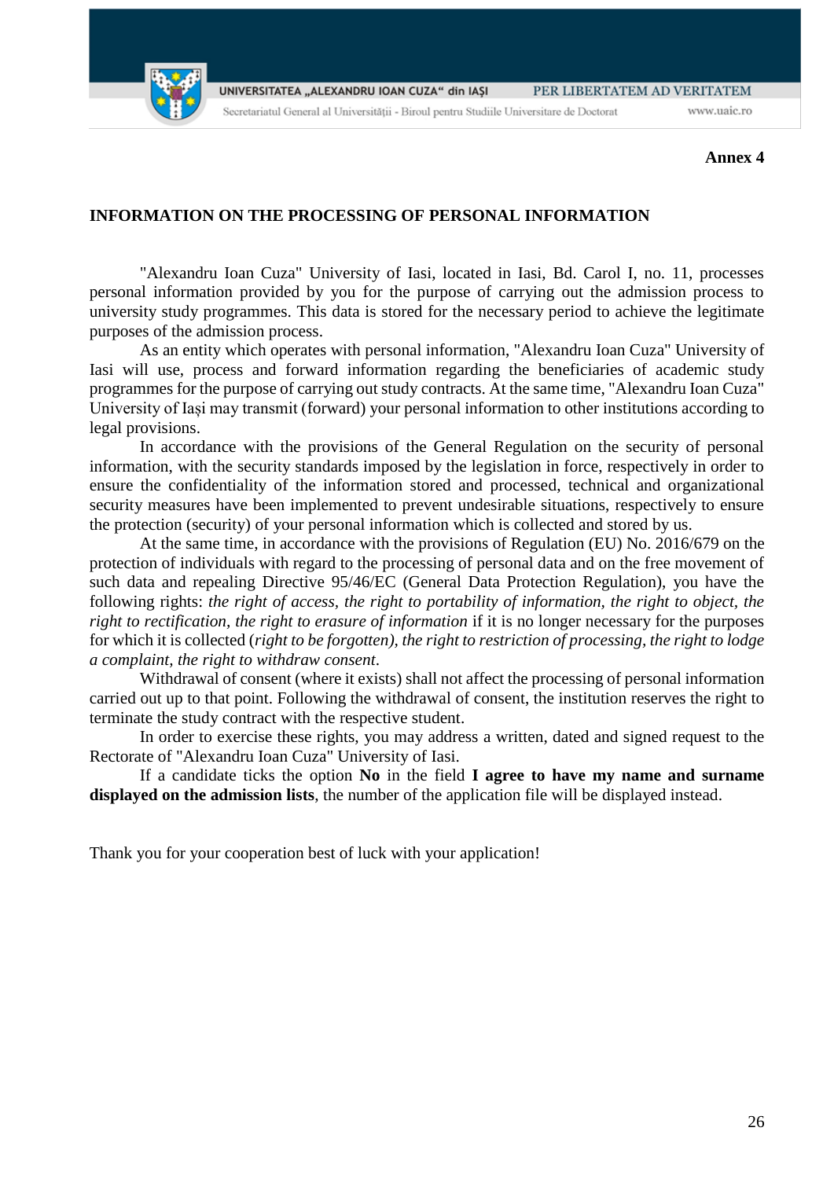**Annex 4**

## INFORMATION ON THE PROCESSING OF PERSONAL INFORMATION

"Alexandru Ioan Cuza" University of Iasi, located in Iasi, Bd. Carol I, no. 11, processes personal information provided by you for the purpose of carrying out the admission process to university study programmes. This data is stored for the necessary period to achieve the legitimate purposes of the admission process.

As an entity which operates with personal information, "Alexandru Ioan Cuza" University of Iasi will use, process and forward information regarding the beneficiaries of academic study programmes for the purpose of carrying out study contracts. At the same time, "Alexandru Ioan Cuza" University of Iași may transmit (forward) your personal information to other institutions according to legal provisions.

In accordance with the provisions of the General Regulation on the security of personal information, with the security standards imposed by the legislation in force, respectively in order to ensure the confidentiality of the information stored and processed, technical and organizational security measures have been implemented to prevent undesirable situations, respectively to ensure the protection (security) of your personal information which is collected and stored by us.

At the same time, in accordance with the provisions of Regulation (EU) No. 2016/679 on the protection of individuals with regard to the processing of personal data and on the free movement of such data and repealing Directive 95/46/EC (General Data Protection Regulation), you have the following rights: *the right of access, the right to portability of information, the right to object, the right to rectification, the right to erasure of information* if it is no longer necessary for the purposes for which it is collected (*right to be forgotten), the right to restriction of processing, the right to lodge a complaint, the right to withdraw consent*.

Withdrawal of consent (where it exists) shall not affect the processing of personal information carried out up to that point. Following the withdrawal of consent, the institution reserves the right to terminate the study contract with the respective student.

In order to exercise these rights, you may address a written, dated and signed request to the Rectorate of "Alexandru Ioan Cuza" University of Iasi.

If a candidate ticks the option **No** in the field **I agree to have my name and surname displayed on the admission lists**, the number of the application file will be displayed instead.

Thank you for your cooperation best of luck with your application!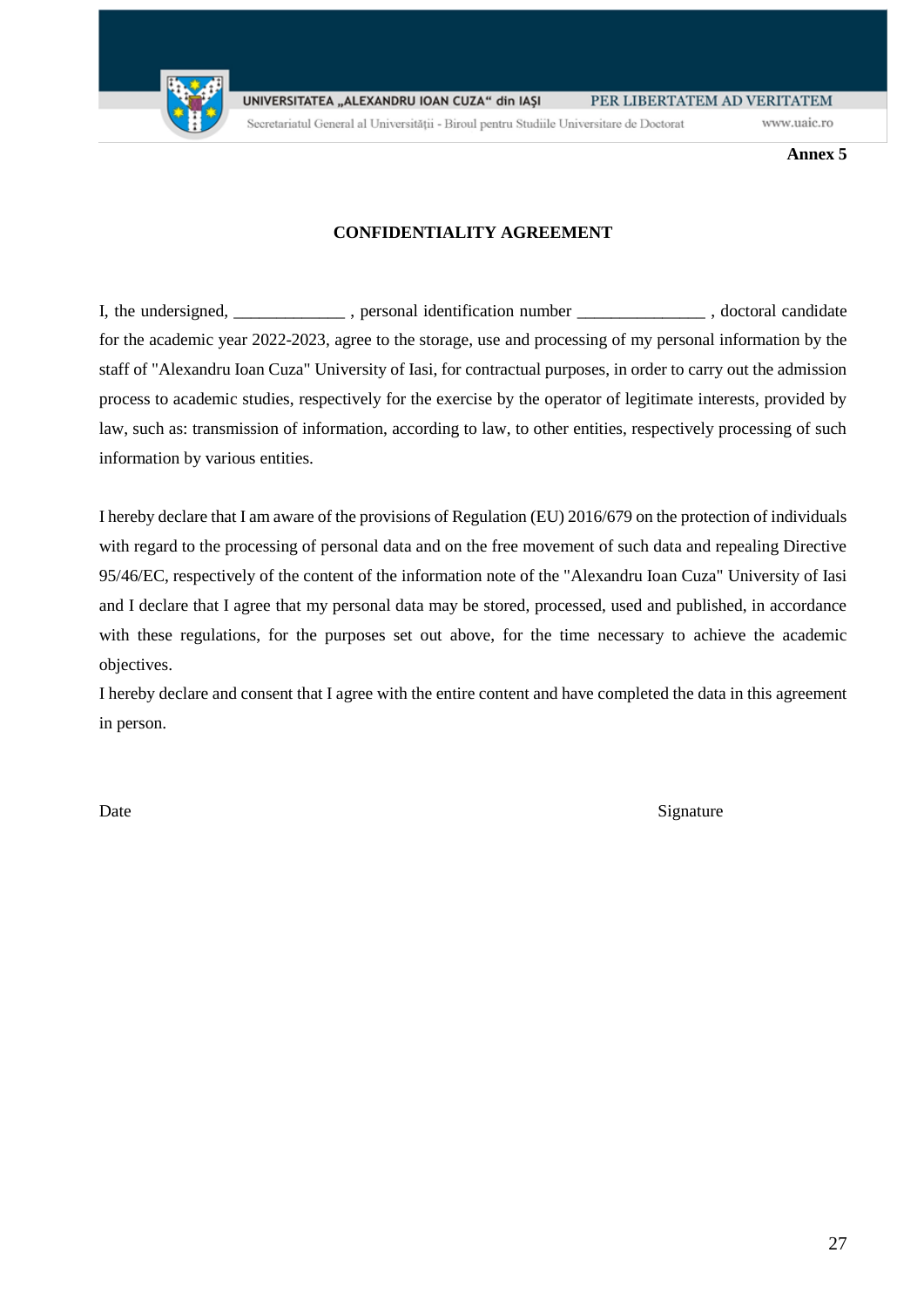**Annex 5**

**CONFIDENTIALITY AGREEMENT**

I, the undersigned, _____________ , personal identification number _______________ , doctoral candidate for the academic year 2022-2023, agree to the storage, use and processing of my personal information by the staff of "Alexandru Ioan Cuza" University of Iasi, for contractual purposes, in order to carry out the admission process to academic studies, respectively for the exercise by the operator of legitimate interests, provided by law, such as: transmission of information, according to law, to other entities, respectively processing of such information by various entities.

I hereby declare that I am aware of the provisions of Regulation (EU) 2016/679 on the protection of individuals with regard to the processing of personal data and on the free movement of such data and repealing Directive 95/46/EC, respectively of the content of the information note of the "Alexandru Ioan Cuza" University of Iasi and I declare that I agree that my personal data may be stored, processed, used and published, in accordance with these regulations, for the purposes set out above, for the time necessary to achieve the academic objectives.

I hereby declare and consent that I agree with the entire content and have completed the data in this agreement in person.

Date

Signature